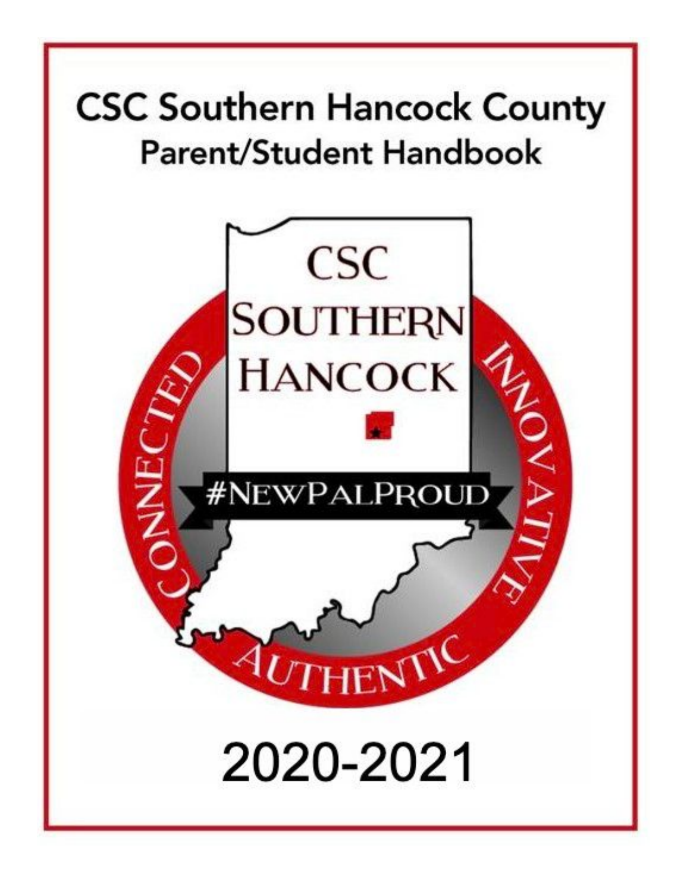# CSC Southern Hancock County

## Parent/Student Handbook

CSC
SOUTHERN
HANCOCK

#NEWPALPROUD

CONNECTED INNOVATIVE AUTHENTIC

2020-2021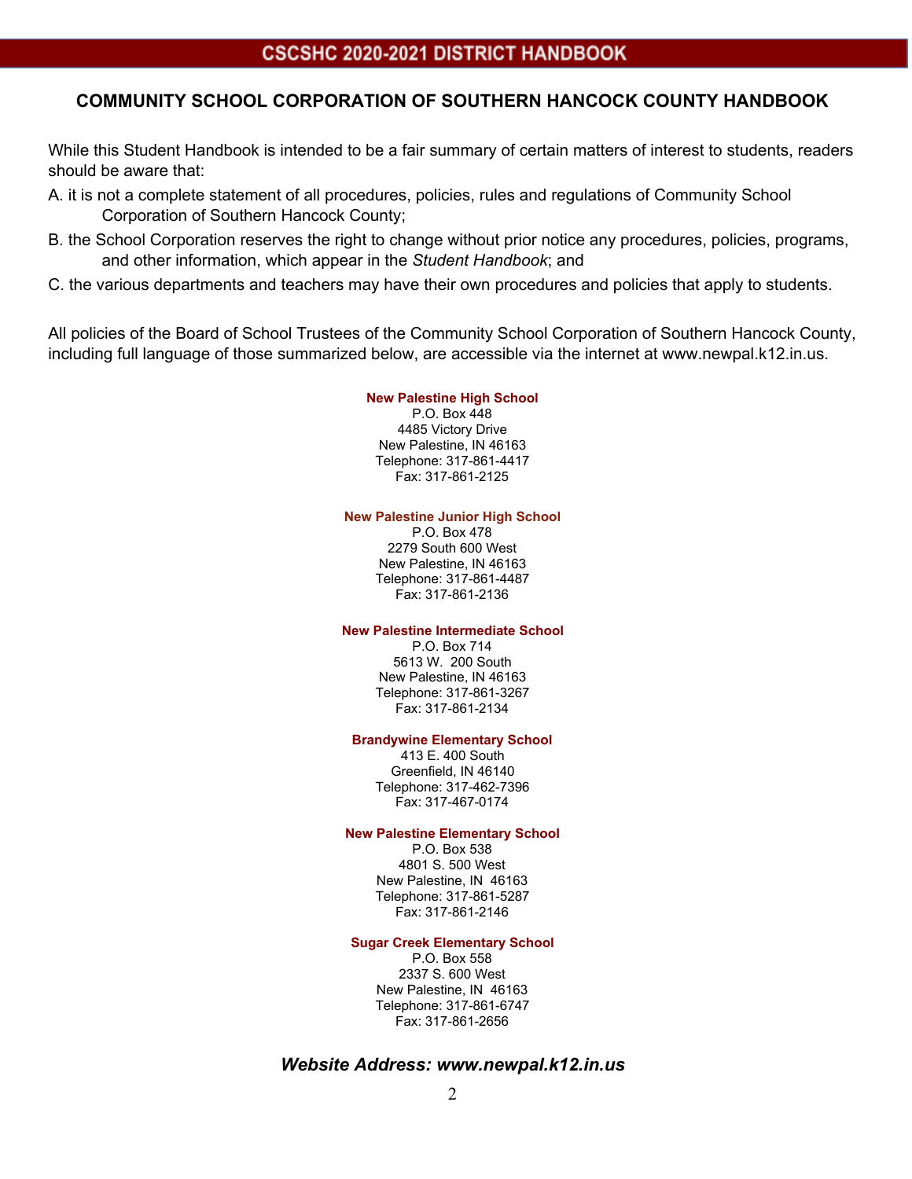# COMMUNITY SCHOOL CORPORATION OF SOUTHERN HANCOCK COUNTY HANDBOOK

While this Student Handbook is intended to be a fair summary of certain matters of interest to students, readers should be aware that:

A. it is not a complete statement of all procedures, policies, rules and regulations of Community School Corporation of Southern Hancock County;

B. the School Corporation reserves the right to change without prior notice any procedures, policies, programs, and other information, which appear in the *Student Handbook*; and

C. the various departments and teachers may have their own procedures and policies that apply to students.

All policies of the Board of School Trustees of the Community School Corporation of Southern Hancock County, including full language of those summarized below, are accessible via the internet at www.newpal.k12.in.us.

**New Palestine High School**
P.O. Box 448
4485 Victory Drive
New Palestine, IN 46163
Telephone: 317-861-4417
Fax: 317-861-2125

**New Palestine Junior High School**
P.O. Box 478
2279 South 600 West
New Palestine, IN 46163
Telephone: 317-861-4487
Fax: 317-861-2136

**New Palestine Intermediate School**
P.O. Box 714
5613 W. 200 South
New Palestine, IN 46163
Telephone: 317-861-3267
Fax: 317-861-2134

**Brandywine Elementary School**
413 E. 400 South
Greenfield, IN 46140
Telephone: 317-462-7396
Fax: 317-467-0174

**New Palestine Elementary School**
P.O. Box 538
4801 S. 500 West
New Palestine, IN 46163
Telephone: 317-861-5287
Fax: 317-861-2146

**Sugar Creek Elementary School**
P.O. Box 558
2337 S. 600 West
New Palestine, IN 46163
Telephone: 317-861-6747
Fax: 317-861-2656

***Website Address: www.newpal.k12.in.us***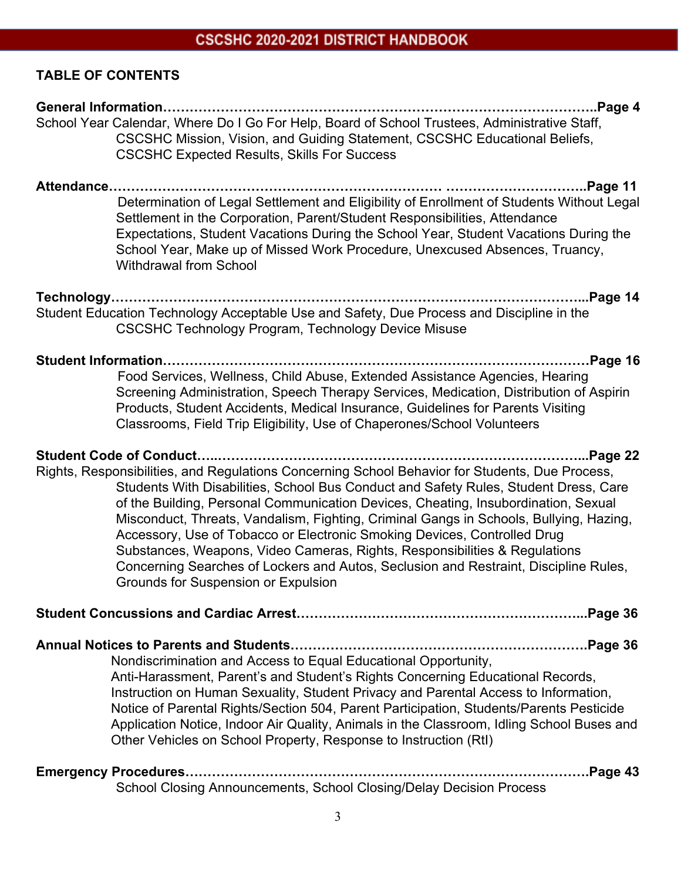## TABLE OF CONTENTS

**General Information……………………………………………………………………………..Page 4**
School Year Calendar, Where Do I Go For Help, Board of School Trustees, Administrative Staff, CSCSHC Mission, Vision, and Guiding Statement, CSCSHC Educational Beliefs, CSCSHC Expected Results, Skills For Success

**Attendance……………………………………………………………… …………………………..Page 11**
Determination of Legal Settlement and Eligibility of Enrollment of Students Without Legal Settlement in the Corporation, Parent/Student Responsibilities, Attendance Expectations, Student Vacations During the School Year, Student Vacations During the School Year, Make up of Missed Work Procedure, Unexcused Absences, Truancy, Withdrawal from School

**Technology…………………………………………………………………………………………...Page 14**
Student Education Technology Acceptable Use and Safety, Due Process and Discipline in the CSCSHC Technology Program, Technology Device Misuse

**Student Information………………………………………………………………………………Page 16**
Food Services, Wellness, Child Abuse, Extended Assistance Agencies, Hearing Screening Administration, Speech Therapy Services, Medication, Distribution of Aspirin Products, Student Accidents, Medical Insurance, Guidelines for Parents Visiting Classrooms, Field Trip Eligibility, Use of Chaperones/School Volunteers

**Student Code of Conduct…..………………………………………………………………………...Page 22**
Rights, Responsibilities, and Regulations Concerning School Behavior for Students, Due Process, Students With Disabilities, School Bus Conduct and Safety Rules, Student Dress, Care of the Building, Personal Communication Devices, Cheating, Insubordination, Sexual Misconduct, Threats, Vandalism, Fighting, Criminal Gangs in Schools, Bullying, Hazing, Accessory, Use of Tobacco or Electronic Smoking Devices, Controlled Drug Substances, Weapons, Video Cameras, Rights, Responsibilities & Regulations Concerning Searches of Lockers and Autos, Seclusion and Restraint, Discipline Rules, Grounds for Suspension or Expulsion

**Student Concussions and Cardiac Arrest………………………………………………………...Page 36**

**Annual Notices to Parents and Students………………………………………………………….Page 36**
Nondiscrimination and Access to Equal Educational Opportunity, Anti-Harassment, Parent's and Student's Rights Concerning Educational Records, Instruction on Human Sexuality, Student Privacy and Parental Access to Information, Notice of Parental Rights/Section 504, Parent Participation, Students/Parents Pesticide Application Notice, Indoor Air Quality, Animals in the Classroom, Idling School Buses and Other Vehicles on School Property, Response to Instruction (RtI)

**Emergency Procedures……………………………………………………………………………Page 43**
School Closing Announcements, School Closing/Delay Decision Process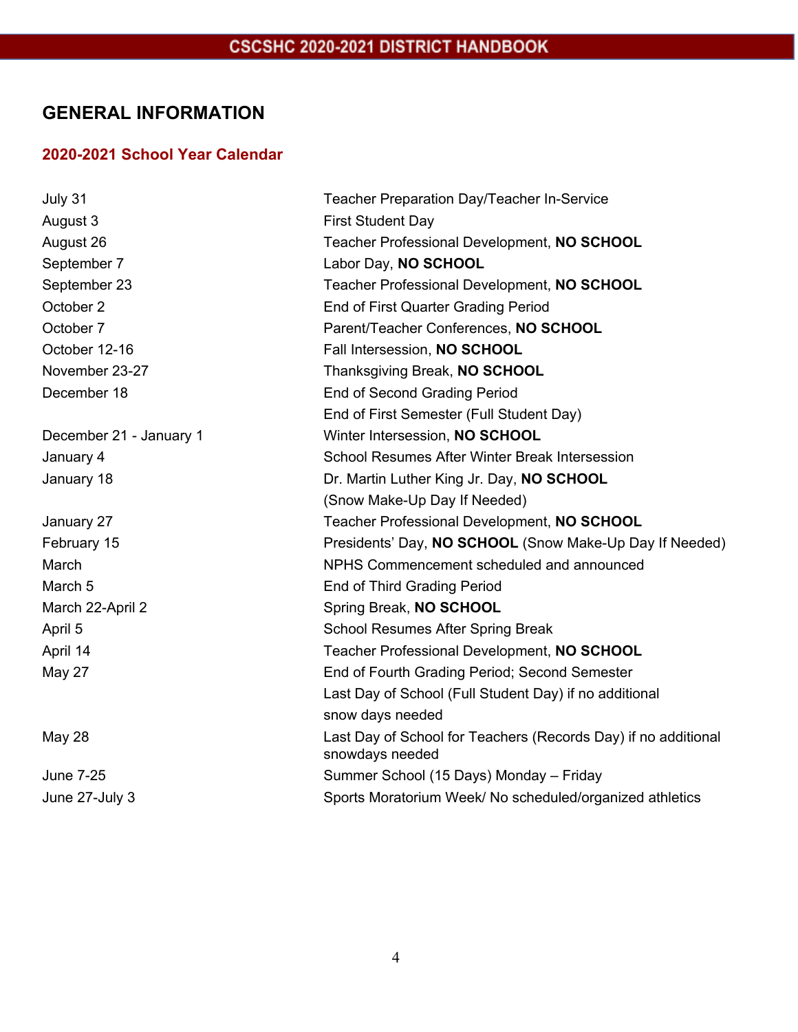# GENERAL INFORMATION

## 2020-2021 School Year Calendar

| | |
|---|---|
| July 31 | Teacher Preparation Day/Teacher In-Service |
| August 3 | First Student Day |
| August 26 | Teacher Professional Development, **NO SCHOOL** |
| September 7 | Labor Day, **NO SCHOOL** |
| September 23 | Teacher Professional Development, **NO SCHOOL** |
| October 2 | End of First Quarter Grading Period |
| October 7 | Parent/Teacher Conferences, **NO SCHOOL** |
| October 12-16 | Fall Intersession, **NO SCHOOL** |
| November 23-27 | Thanksgiving Break, **NO SCHOOL** |
| December 18 | End of Second Grading Period<br>End of First Semester (Full Student Day) |
| December 21 - January 1 | Winter Intersession, **NO SCHOOL** |
| January 4 | School Resumes After Winter Break Intersession |
| January 18 | Dr. Martin Luther King Jr. Day, **NO SCHOOL**<br>(Snow Make-Up Day If Needed) |
| January 27 | Teacher Professional Development, **NO SCHOOL** |
| February 15 | Presidents' Day, **NO SCHOOL** (Snow Make-Up Day If Needed) |
| March | NPHS Commencement scheduled and announced |
| March 5 | End of Third Grading Period |
| March 22-April 2 | Spring Break, **NO SCHOOL** |
| April 5 | School Resumes After Spring Break |
| April 14 | Teacher Professional Development, **NO SCHOOL** |
| May 27 | End of Fourth Grading Period; Second Semester<br>Last Day of School (Full Student Day) if no additional snow days needed |
| May 28 | Last Day of School for Teachers (Records Day) if no additional snowdays needed |
| June 7-25 | Summer School (15 Days) Monday – Friday |
| June 27-July 3 | Sports Moratorium Week/ No scheduled/organized athletics |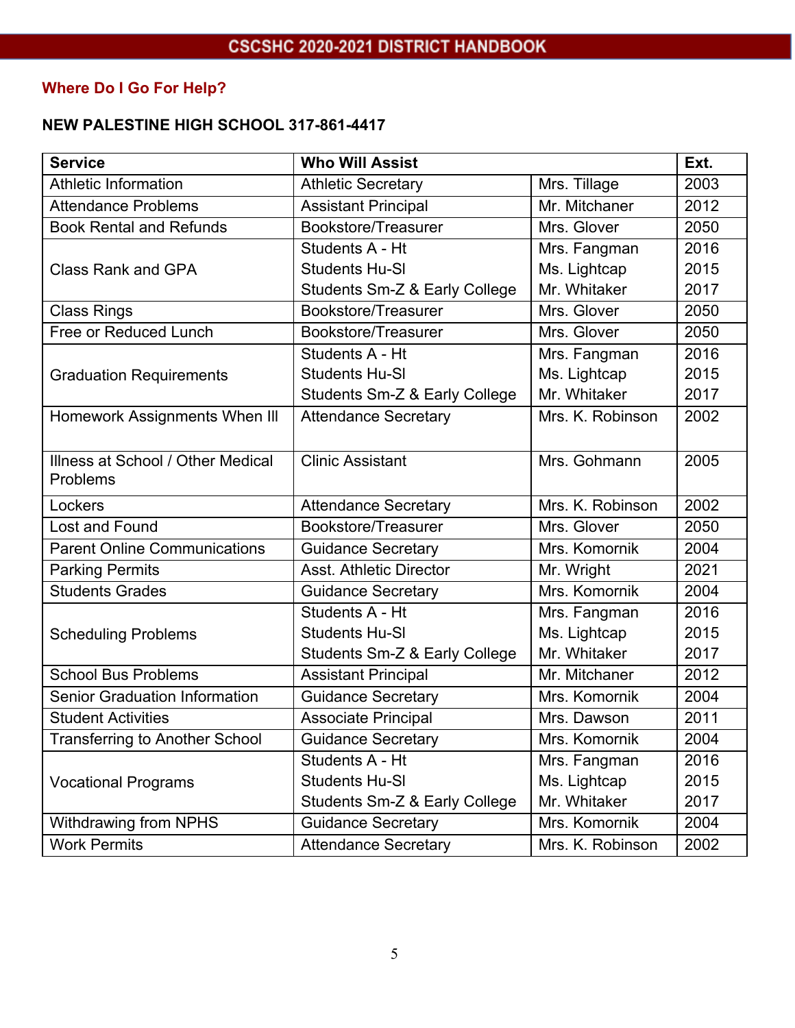## Where Do I Go For Help?

**NEW PALESTINE HIGH SCHOOL 317-861-4417**

| Service | Who Will Assist | | Ext. |
|---|---|---|---|
| Athletic Information | Athletic Secretary | Mrs. Tillage | 2003 |
| Attendance Problems | Assistant Principal | Mr. Mitchaner | 2012 |
| Book Rental and Refunds | Bookstore/Treasurer | Mrs. Glover | 2050 |
| Class Rank and GPA | Students A - Ht<br>Students Hu-Sl<br>Students Sm-Z & Early College | Mrs. Fangman<br>Ms. Lightcap<br>Mr. Whitaker | 2016<br>2015<br>2017 |
| Class Rings | Bookstore/Treasurer | Mrs. Glover | 2050 |
| Free or Reduced Lunch | Bookstore/Treasurer | Mrs. Glover | 2050 |
| Graduation Requirements | Students A - Ht<br>Students Hu-Sl<br>Students Sm-Z & Early College | Mrs. Fangman<br>Ms. Lightcap<br>Mr. Whitaker | 2016<br>2015<br>2017 |
| Homework Assignments When Ill | Attendance Secretary | Mrs. K. Robinson | 2002 |
| Illness at School / Other Medical Problems | Clinic Assistant | Mrs. Gohmann | 2005 |
| Lockers | Attendance Secretary | Mrs. K. Robinson | 2002 |
| Lost and Found | Bookstore/Treasurer | Mrs. Glover | 2050 |
| Parent Online Communications | Guidance Secretary | Mrs. Komornik | 2004 |
| Parking Permits | Asst. Athletic Director | Mr. Wright | 2021 |
| Students Grades | Guidance Secretary | Mrs. Komornik | 2004 |
| Scheduling Problems | Students A - Ht<br>Students Hu-Sl<br>Students Sm-Z & Early College | Mrs. Fangman<br>Ms. Lightcap<br>Mr. Whitaker | 2016<br>2015<br>2017 |
| School Bus Problems | Assistant Principal | Mr. Mitchaner | 2012 |
| Senior Graduation Information | Guidance Secretary | Mrs. Komornik | 2004 |
| Student Activities | Associate Principal | Mrs. Dawson | 2011 |
| Transferring to Another School | Guidance Secretary | Mrs. Komornik | 2004 |
| Vocational Programs | Students A - Ht<br>Students Hu-Sl<br>Students Sm-Z & Early College | Mrs. Fangman<br>Ms. Lightcap<br>Mr. Whitaker | 2016<br>2015<br>2017 |
| Withdrawing from NPHS | Guidance Secretary | Mrs. Komornik | 2004 |
| Work Permits | Attendance Secretary | Mrs. K. Robinson | 2002 |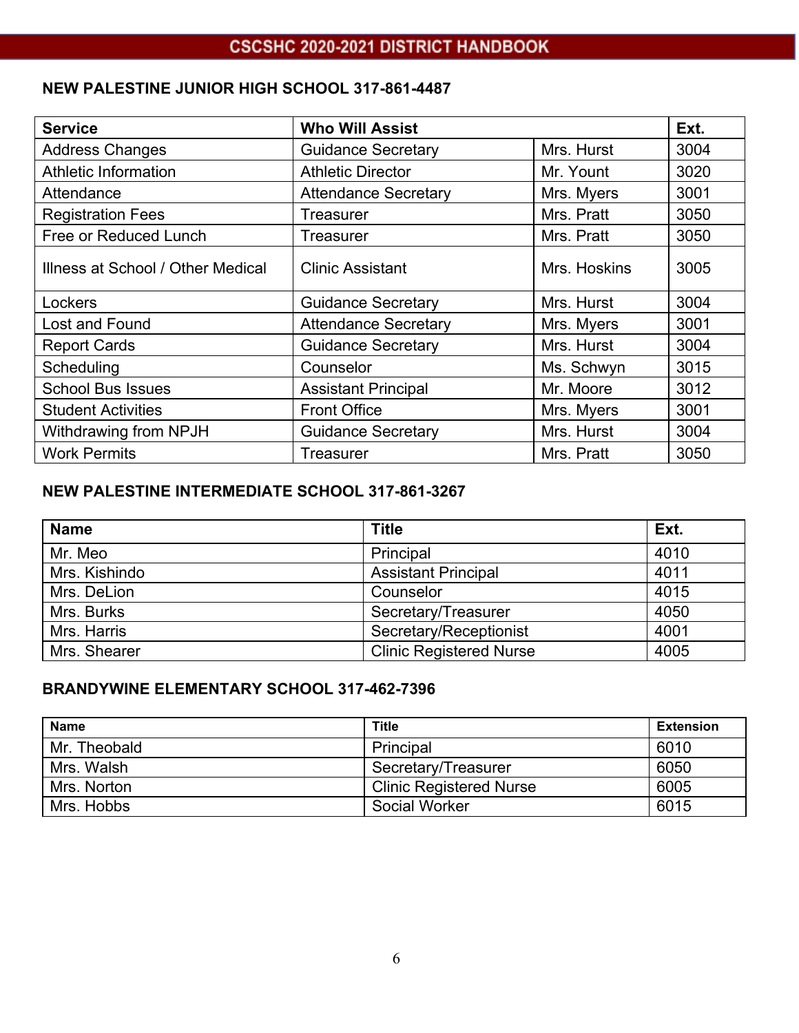## NEW PALESTINE JUNIOR HIGH SCHOOL 317-861-4487

| Service | Who Will Assist | | Ext. |
|---|---|---|---|
| Address Changes | Guidance Secretary | Mrs. Hurst | 3004 |
| Athletic Information | Athletic Director | Mr. Yount | 3020 |
| Attendance | Attendance Secretary | Mrs. Myers | 3001 |
| Registration Fees | Treasurer | Mrs. Pratt | 3050 |
| Free or Reduced Lunch | Treasurer | Mrs. Pratt | 3050 |
| Illness at School / Other Medical | Clinic Assistant | Mrs. Hoskins | 3005 |
| Lockers | Guidance Secretary | Mrs. Hurst | 3004 |
| Lost and Found | Attendance Secretary | Mrs. Myers | 3001 |
| Report Cards | Guidance Secretary | Mrs. Hurst | 3004 |
| Scheduling | Counselor | Ms. Schwyn | 3015 |
| School Bus Issues | Assistant Principal | Mr. Moore | 3012 |
| Student Activities | Front Office | Mrs. Myers | 3001 |
| Withdrawing from NPJH | Guidance Secretary | Mrs. Hurst | 3004 |
| Work Permits | Treasurer | Mrs. Pratt | 3050 |

## NEW PALESTINE INTERMEDIATE SCHOOL 317-861-3267

| Name | Title | Ext. |
|---|---|---|
| Mr. Meo | Principal | 4010 |
| Mrs. Kishindo | Assistant Principal | 4011 |
| Mrs. DeLion | Counselor | 4015 |
| Mrs. Burks | Secretary/Treasurer | 4050 |
| Mrs. Harris | Secretary/Receptionist | 4001 |
| Mrs. Shearer | Clinic Registered Nurse | 4005 |

## BRANDYWINE ELEMENTARY SCHOOL 317-462-7396

| Name | Title | Extension |
|---|---|---|
| Mr. Theobald | Principal | 6010 |
| Mrs. Walsh | Secretary/Treasurer | 6050 |
| Mrs. Norton | Clinic Registered Nurse | 6005 |
| Mrs. Hobbs | Social Worker | 6015 |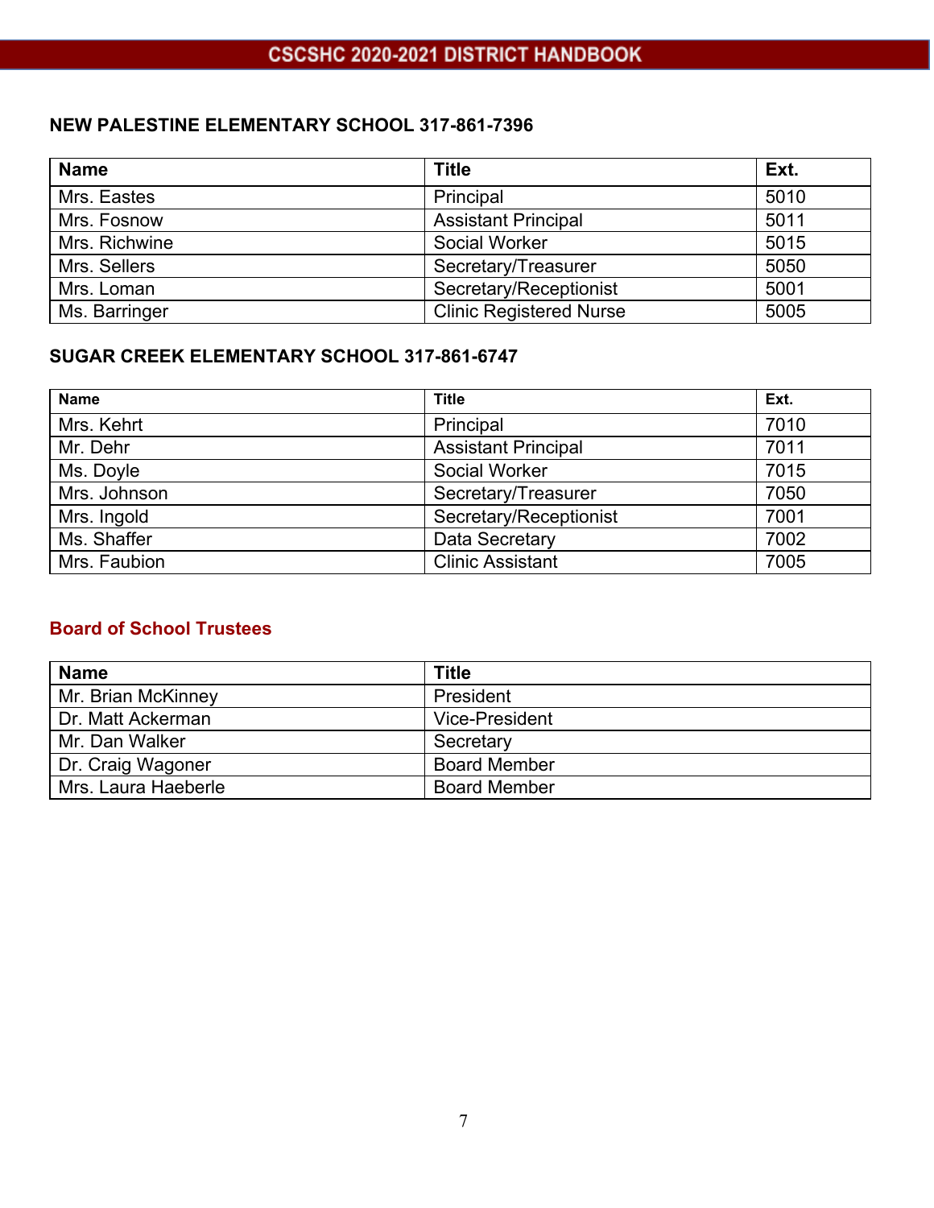### NEW PALESTINE ELEMENTARY SCHOOL 317-861-7396

| Name | Title | Ext. |
|---|---|---|
| Mrs. Eastes | Principal | 5010 |
| Mrs. Fosnow | Assistant Principal | 5011 |
| Mrs. Richwine | Social Worker | 5015 |
| Mrs. Sellers | Secretary/Treasurer | 5050 |
| Mrs. Loman | Secretary/Receptionist | 5001 |
| Ms. Barringer | Clinic Registered Nurse | 5005 |

### SUGAR CREEK ELEMENTARY SCHOOL 317-861-6747

| Name | Title | Ext. |
|---|---|---|
| Mrs. Kehrt | Principal | 7010 |
| Mr. Dehr | Assistant Principal | 7011 |
| Ms. Doyle | Social Worker | 7015 |
| Mrs. Johnson | Secretary/Treasurer | 7050 |
| Mrs. Ingold | Secretary/Receptionist | 7001 |
| Ms. Shaffer | Data Secretary | 7002 |
| Mrs. Faubion | Clinic Assistant | 7005 |

## Board of School Trustees

| Name | Title |
|---|---|
| Mr. Brian McKinney | President |
| Dr. Matt Ackerman | Vice-President |
| Mr. Dan Walker | Secretary |
| Dr. Craig Wagoner | Board Member |
| Mrs. Laura Haeberle | Board Member |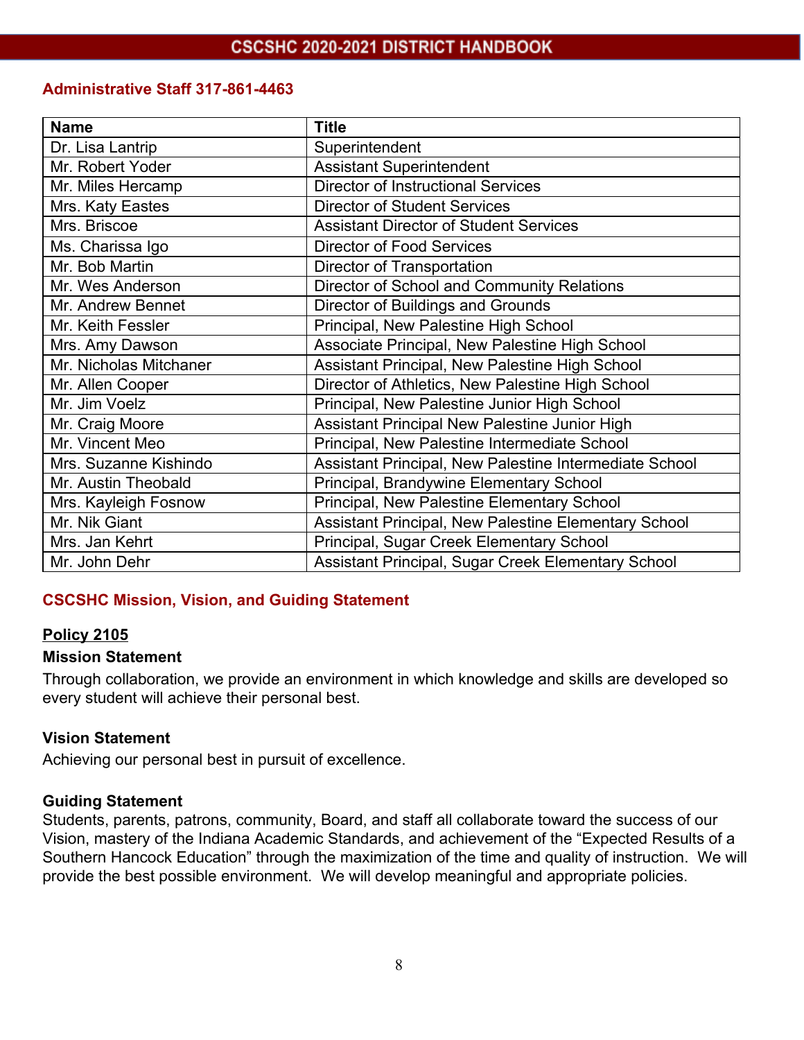## Administrative Staff 317-861-4463

| Name | Title |
|---|---|
| Dr. Lisa Lantrip | Superintendent |
| Mr. Robert Yoder | Assistant Superintendent |
| Mr. Miles Hercamp | Director of Instructional Services |
| Mrs. Katy Eastes | Director of Student Services |
| Mrs. Briscoe | Assistant Director of Student Services |
| Ms. Charissa Igo | Director of Food Services |
| Mr. Bob Martin | Director of Transportation |
| Mr. Wes Anderson | Director of School and Community Relations |
| Mr. Andrew Bennet | Director of Buildings and Grounds |
| Mr. Keith Fessler | Principal, New Palestine High School |
| Mrs. Amy Dawson | Associate Principal, New Palestine High School |
| Mr. Nicholas Mitchaner | Assistant Principal, New Palestine High School |
| Mr. Allen Cooper | Director of Athletics, New Palestine High School |
| Mr. Jim Voelz | Principal, New Palestine Junior High School |
| Mr. Craig Moore | Assistant Principal New Palestine Junior High |
| Mr. Vincent Meo | Principal, New Palestine Intermediate School |
| Mrs. Suzanne Kishindo | Assistant Principal, New Palestine Intermediate School |
| Mr. Austin Theobald | Principal, Brandywine Elementary School |
| Mrs. Kayleigh Fosnow | Principal, New Palestine Elementary School |
| Mr. Nik Giant | Assistant Principal, New Palestine Elementary School |
| Mrs. Jan Kehrt | Principal, Sugar Creek Elementary School |
| Mr. John Dehr | Assistant Principal, Sugar Creek Elementary School |

## CSCSHC Mission, Vision, and Guiding Statement

**Policy 2105**

### Mission Statement

Through collaboration, we provide an environment in which knowledge and skills are developed so every student will achieve their personal best.

### Vision Statement

Achieving our personal best in pursuit of excellence.

### Guiding Statement

Students, parents, patrons, community, Board, and staff all collaborate toward the success of our Vision, mastery of the Indiana Academic Standards, and achievement of the "Expected Results of a Southern Hancock Education" through the maximization of the time and quality of instruction. We will provide the best possible environment. We will develop meaningful and appropriate policies.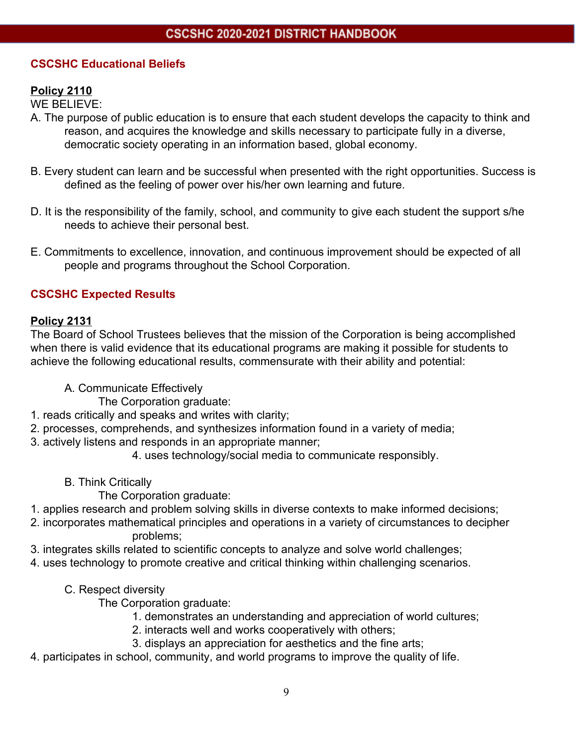## CSCSHC Educational Beliefs

**Policy 2110**

WE BELIEVE:

A. The purpose of public education is to ensure that each student develops the capacity to think and reason, and acquires the knowledge and skills necessary to participate fully in a diverse, democratic society operating in an information based, global economy.

B. Every student can learn and be successful when presented with the right opportunities. Success is defined as the feeling of power over his/her own learning and future.

D. It is the responsibility of the family, school, and community to give each student the support s/he needs to achieve their personal best.

E. Commitments to excellence, innovation, and continuous improvement should be expected of all people and programs throughout the School Corporation.

## CSCSHC Expected Results

**Policy 2131**

The Board of School Trustees believes that the mission of the Corporation is being accomplished when there is valid evidence that its educational programs are making it possible for students to achieve the following educational results, commensurate with their ability and potential:

A. Communicate Effectively

The Corporation graduate:

1. reads critically and speaks and writes with clarity;
2. processes, comprehends, and synthesizes information found in a variety of media;
3. actively listens and responds in an appropriate manner;
4. uses technology/social media to communicate responsibly.

B. Think Critically

The Corporation graduate:

1. applies research and problem solving skills in diverse contexts to make informed decisions;
2. incorporates mathematical principles and operations in a variety of circumstances to decipher problems;
3. integrates skills related to scientific concepts to analyze and solve world challenges;
4. uses technology to promote creative and critical thinking within challenging scenarios.

C. Respect diversity

The Corporation graduate:

1. demonstrates an understanding and appreciation of world cultures;
2. interacts well and works cooperatively with others;
3. displays an appreciation for aesthetics and the fine arts;
4. participates in school, community, and world programs to improve the quality of life.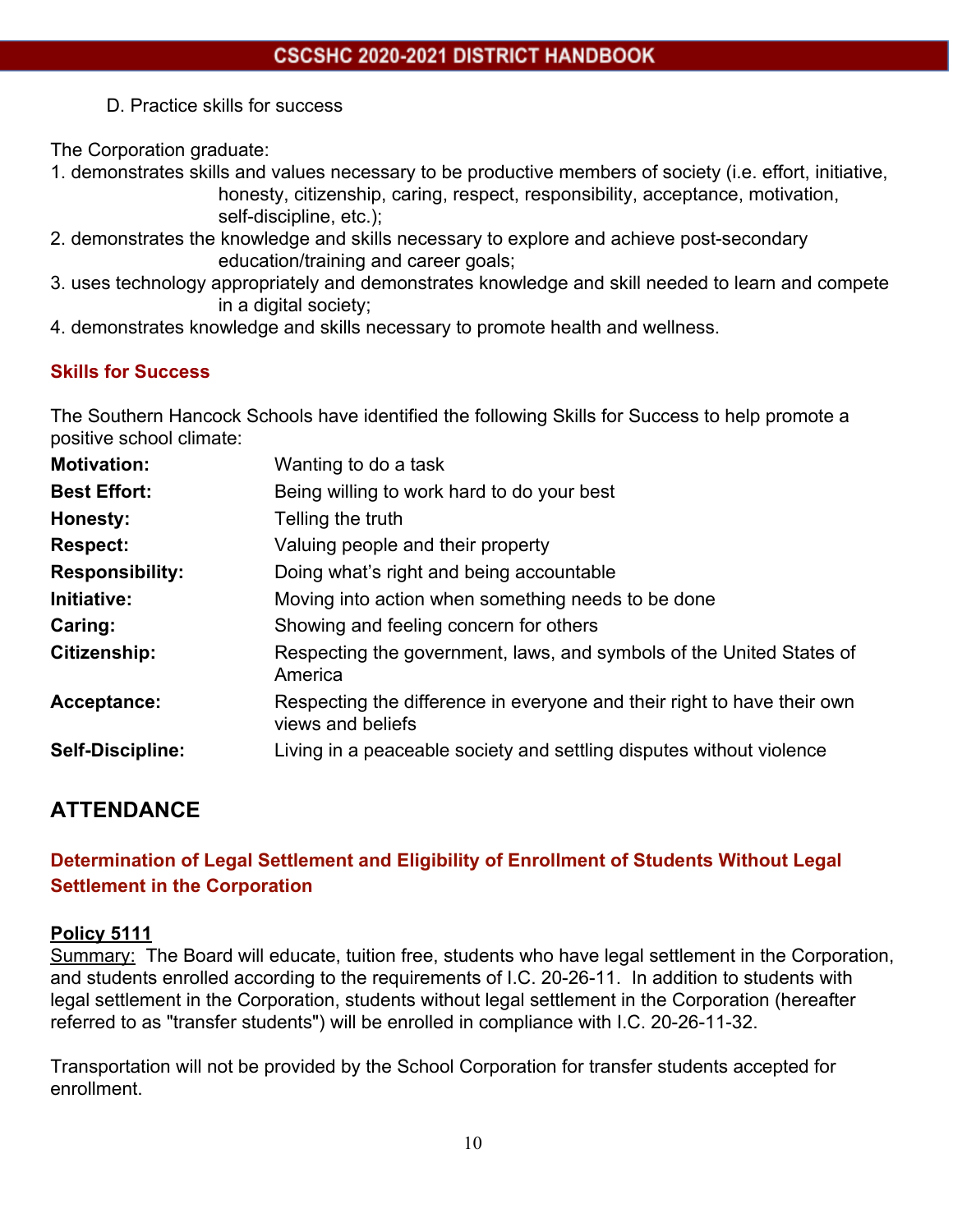D. Practice skills for success

The Corporation graduate:

1. demonstrates skills and values necessary to be productive members of society (i.e. effort, initiative, honesty, citizenship, caring, respect, responsibility, acceptance, motivation, self-discipline, etc.);
2. demonstrates the knowledge and skills necessary to explore and achieve post-secondary education/training and career goals;
3. uses technology appropriately and demonstrates knowledge and skill needed to learn and compete in a digital society;
4. demonstrates knowledge and skills necessary to promote health and wellness.

### Skills for Success

The Southern Hancock Schools have identified the following Skills for Success to help promote a positive school climate:

| | |
|---|---|
| **Motivation:** | Wanting to do a task |
| **Best Effort:** | Being willing to work hard to do your best |
| **Honesty:** | Telling the truth |
| **Respect:** | Valuing people and their property |
| **Responsibility:** | Doing what's right and being accountable |
| **Initiative:** | Moving into action when something needs to be done |
| **Caring:** | Showing and feeling concern for others |
| **Citizenship:** | Respecting the government, laws, and symbols of the United States of America |
| **Acceptance:** | Respecting the difference in everyone and their right to have their own views and beliefs |
| **Self-Discipline:** | Living in a peaceable society and settling disputes without violence |

## ATTENDANCE

### Determination of Legal Settlement and Eligibility of Enrollment of Students Without Legal Settlement in the Corporation

**Policy 5111**

Summary: The Board will educate, tuition free, students who have legal settlement in the Corporation, and students enrolled according to the requirements of I.C. 20-26-11. In addition to students with legal settlement in the Corporation, students without legal settlement in the Corporation (hereafter referred to as "transfer students") will be enrolled in compliance with I.C. 20-26-11-32.

Transportation will not be provided by the School Corporation for transfer students accepted for enrollment.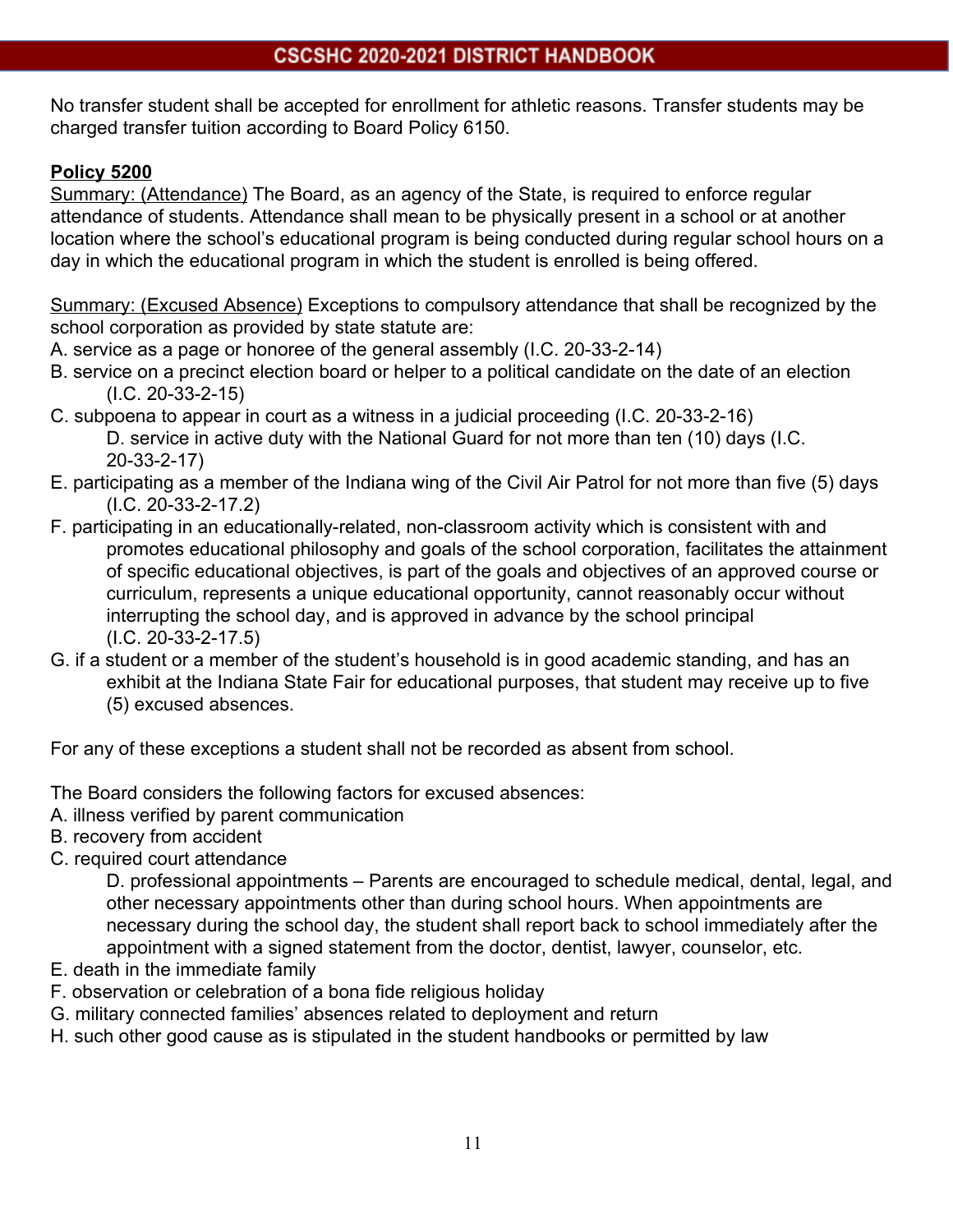No transfer student shall be accepted for enrollment for athletic reasons. Transfer students may be charged transfer tuition according to Board Policy 6150.

**Policy 5200**

Summary: (Attendance) The Board, as an agency of the State, is required to enforce regular attendance of students. Attendance shall mean to be physically present in a school or at another location where the school's educational program is being conducted during regular school hours on a day in which the educational program in which the student is enrolled is being offered.

Summary: (Excused Absence) Exceptions to compulsory attendance that shall be recognized by the school corporation as provided by state statute are:

A. service as a page or honoree of the general assembly (I.C. 20-33-2-14)
B. service on a precinct election board or helper to a political candidate on the date of an election (I.C. 20-33-2-15)
C. subpoena to appear in court as a witness in a judicial proceeding (I.C. 20-33-2-16)
D. service in active duty with the National Guard for not more than ten (10) days (I.C. 20-33-2-17)
E. participating as a member of the Indiana wing of the Civil Air Patrol for not more than five (5) days (I.C. 20-33-2-17.2)
F. participating in an educationally-related, non-classroom activity which is consistent with and promotes educational philosophy and goals of the school corporation, facilitates the attainment of specific educational objectives, is part of the goals and objectives of an approved course or curriculum, represents a unique educational opportunity, cannot reasonably occur without interrupting the school day, and is approved in advance by the school principal (I.C. 20-33-2-17.5)
G. if a student or a member of the student's household is in good academic standing, and has an exhibit at the Indiana State Fair for educational purposes, that student may receive up to five (5) excused absences.

For any of these exceptions a student shall not be recorded as absent from school.

The Board considers the following factors for excused absences:

A. illness verified by parent communication
B. recovery from accident
C. required court attendance
D. professional appointments – Parents are encouraged to schedule medical, dental, legal, and other necessary appointments other than during school hours. When appointments are necessary during the school day, the student shall report back to school immediately after the appointment with a signed statement from the doctor, dentist, lawyer, counselor, etc.
E. death in the immediate family
F. observation or celebration of a bona fide religious holiday
G. military connected families' absences related to deployment and return
H. such other good cause as is stipulated in the student handbooks or permitted by law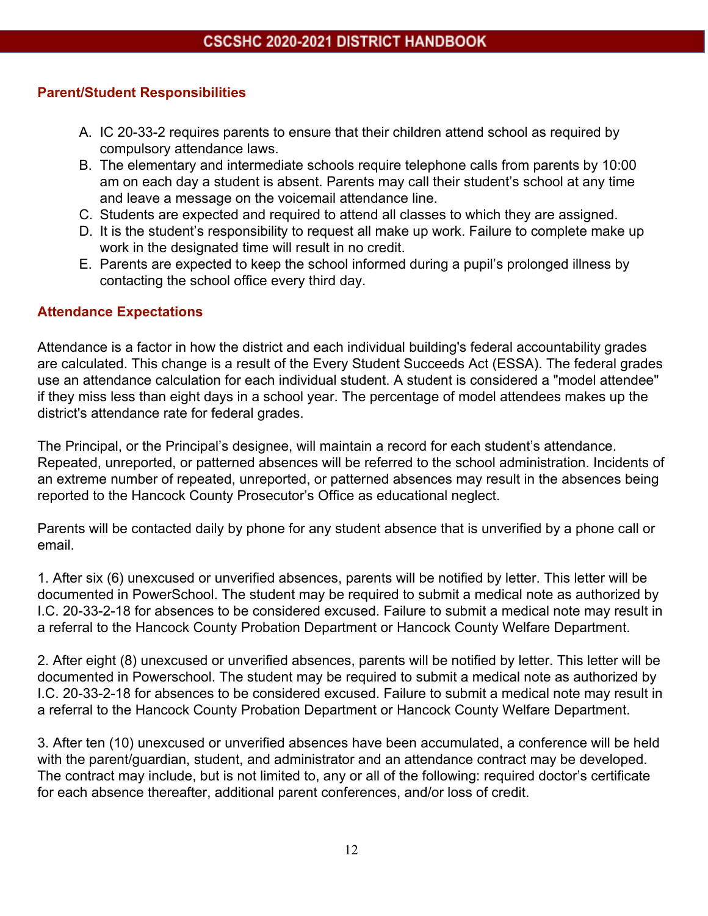### Parent/Student Responsibilities

A. IC 20-33-2 requires parents to ensure that their children attend school as required by compulsory attendance laws.
B. The elementary and intermediate schools require telephone calls from parents by 10:00 am on each day a student is absent. Parents may call their student's school at any time and leave a message on the voicemail attendance line.
C. Students are expected and required to attend all classes to which they are assigned.
D. It is the student's responsibility to request all make up work. Failure to complete make up work in the designated time will result in no credit.
E. Parents are expected to keep the school informed during a pupil's prolonged illness by contacting the school office every third day.

### Attendance Expectations

Attendance is a factor in how the district and each individual building's federal accountability grades are calculated. This change is a result of the Every Student Succeeds Act (ESSA). The federal grades use an attendance calculation for each individual student. A student is considered a "model attendee" if they miss less than eight days in a school year. The percentage of model attendees makes up the district's attendance rate for federal grades.

The Principal, or the Principal's designee, will maintain a record for each student's attendance. Repeated, unreported, or patterned absences will be referred to the school administration. Incidents of an extreme number of repeated, unreported, or patterned absences may result in the absences being reported to the Hancock County Prosecutor's Office as educational neglect.

Parents will be contacted daily by phone for any student absence that is unverified by a phone call or email.

1. After six (6) unexcused or unverified absences, parents will be notified by letter. This letter will be documented in PowerSchool. The student may be required to submit a medical note as authorized by I.C. 20-33-2-18 for absences to be considered excused. Failure to submit a medical note may result in a referral to the Hancock County Probation Department or Hancock County Welfare Department.

2. After eight (8) unexcused or unverified absences, parents will be notified by letter. This letter will be documented in Powerschool. The student may be required to submit a medical note as authorized by I.C. 20-33-2-18 for absences to be considered excused. Failure to submit a medical note may result in a referral to the Hancock County Probation Department or Hancock County Welfare Department.

3. After ten (10) unexcused or unverified absences have been accumulated, a conference will be held with the parent/guardian, student, and administrator and an attendance contract may be developed. The contract may include, but is not limited to, any or all of the following: required doctor's certificate for each absence thereafter, additional parent conferences, and/or loss of credit.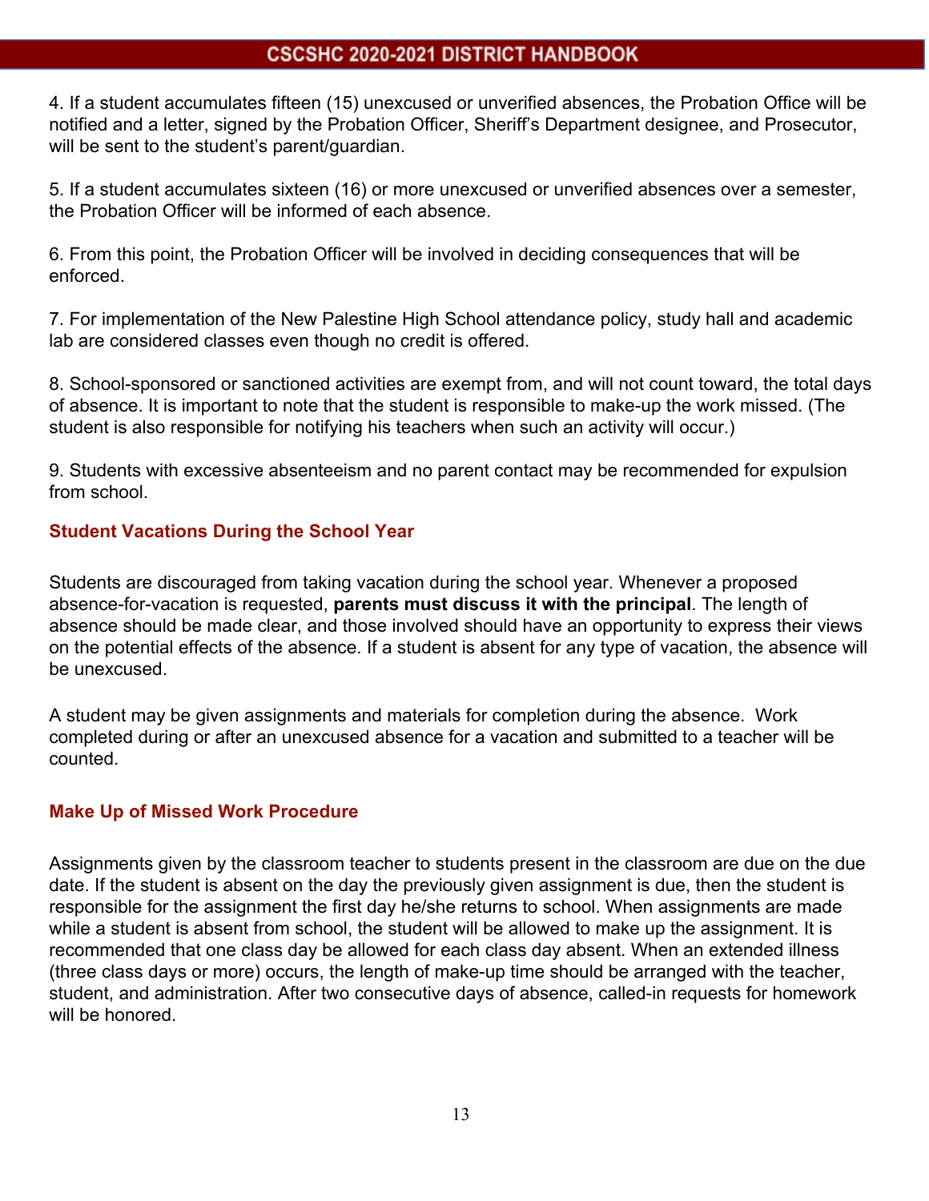4. If a student accumulates fifteen (15) unexcused or unverified absences, the Probation Office will be notified and a letter, signed by the Probation Officer, Sheriff's Department designee, and Prosecutor, will be sent to the student's parent/guardian.

5. If a student accumulates sixteen (16) or more unexcused or unverified absences over a semester, the Probation Officer will be informed of each absence.

6. From this point, the Probation Officer will be involved in deciding consequences that will be enforced.

7. For implementation of the New Palestine High School attendance policy, study hall and academic lab are considered classes even though no credit is offered.

8. School-sponsored or sanctioned activities are exempt from, and will not count toward, the total days of absence. It is important to note that the student is responsible to make-up the work missed. (The student is also responsible for notifying his teachers when such an activity will occur.)

9. Students with excessive absenteeism and no parent contact may be recommended for expulsion from school.

### Student Vacations During the School Year

Students are discouraged from taking vacation during the school year. Whenever a proposed absence-for-vacation is requested, **parents must discuss it with the principal**. The length of absence should be made clear, and those involved should have an opportunity to express their views on the potential effects of the absence. If a student is absent for any type of vacation, the absence will be unexcused.

A student may be given assignments and materials for completion during the absence. Work completed during or after an unexcused absence for a vacation and submitted to a teacher will be counted.

### Make Up of Missed Work Procedure

Assignments given by the classroom teacher to students present in the classroom are due on the due date. If the student is absent on the day the previously given assignment is due, then the student is responsible for the assignment the first day he/she returns to school. When assignments are made while a student is absent from school, the student will be allowed to make up the assignment. It is recommended that one class day be allowed for each class day absent. When an extended illness (three class days or more) occurs, the length of make-up time should be arranged with the teacher, student, and administration. After two consecutive days of absence, called-in requests for homework will be honored.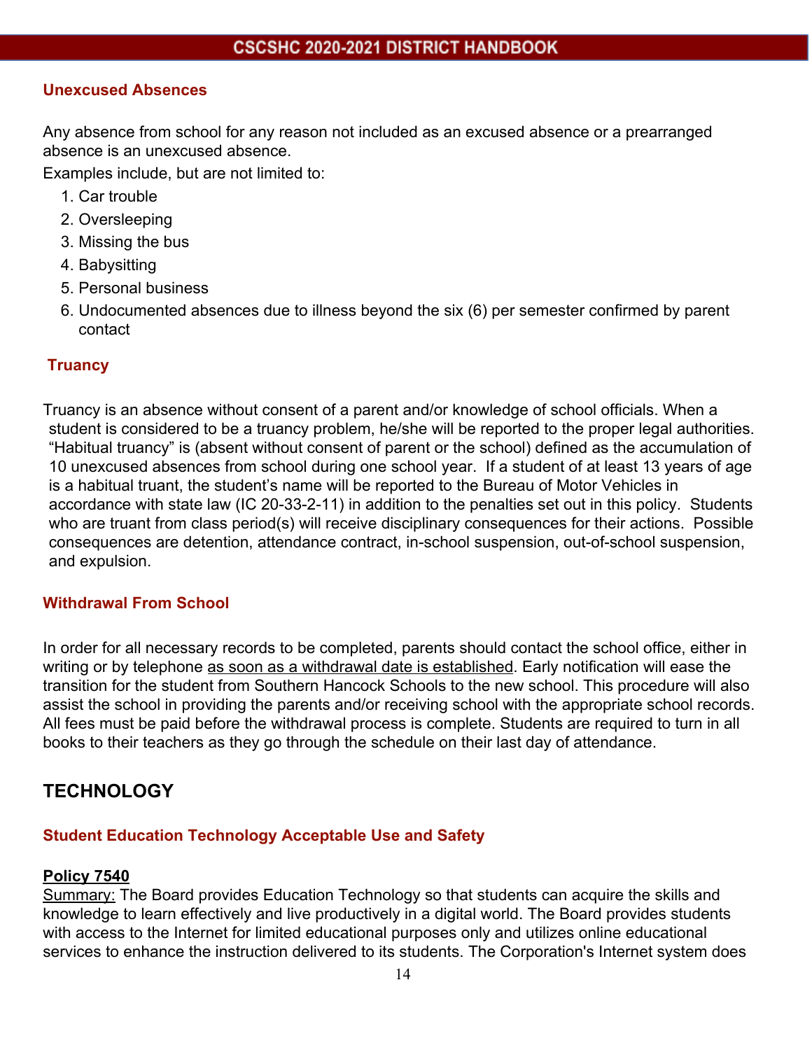### Unexcused Absences

Any absence from school for any reason not included as an excused absence or a prearranged absence is an unexcused absence.

Examples include, but are not limited to:

1. Car trouble
2. Oversleeping
3. Missing the bus
4. Babysitting
5. Personal business
6. Undocumented absences due to illness beyond the six (6) per semester confirmed by parent contact

### Truancy

Truancy is an absence without consent of a parent and/or knowledge of school officials. When a student is considered to be a truancy problem, he/she will be reported to the proper legal authorities. "Habitual truancy" is (absent without consent of parent or the school) defined as the accumulation of 10 unexcused absences from school during one school year. If a student of at least 13 years of age is a habitual truant, the student's name will be reported to the Bureau of Motor Vehicles in accordance with state law (IC 20-33-2-11) in addition to the penalties set out in this policy. Students who are truant from class period(s) will receive disciplinary consequences for their actions. Possible consequences are detention, attendance contract, in-school suspension, out-of-school suspension, and expulsion.

### Withdrawal From School

In order for all necessary records to be completed, parents should contact the school office, either in writing or by telephone <u>as soon as a withdrawal date is established</u>. Early notification will ease the transition for the student from Southern Hancock Schools to the new school. This procedure will also assist the school in providing the parents and/or receiving school with the appropriate school records. All fees must be paid before the withdrawal process is complete. Students are required to turn in all books to their teachers as they go through the schedule on their last day of attendance.

## TECHNOLOGY

### Student Education Technology Acceptable Use and Safety

**<u>Policy 7540</u>**

<u>Summary:</u> The Board provides Education Technology so that students can acquire the skills and knowledge to learn effectively and live productively in a digital world. The Board provides students with access to the Internet for limited educational purposes only and utilizes online educational services to enhance the instruction delivered to its students. The Corporation's Internet system does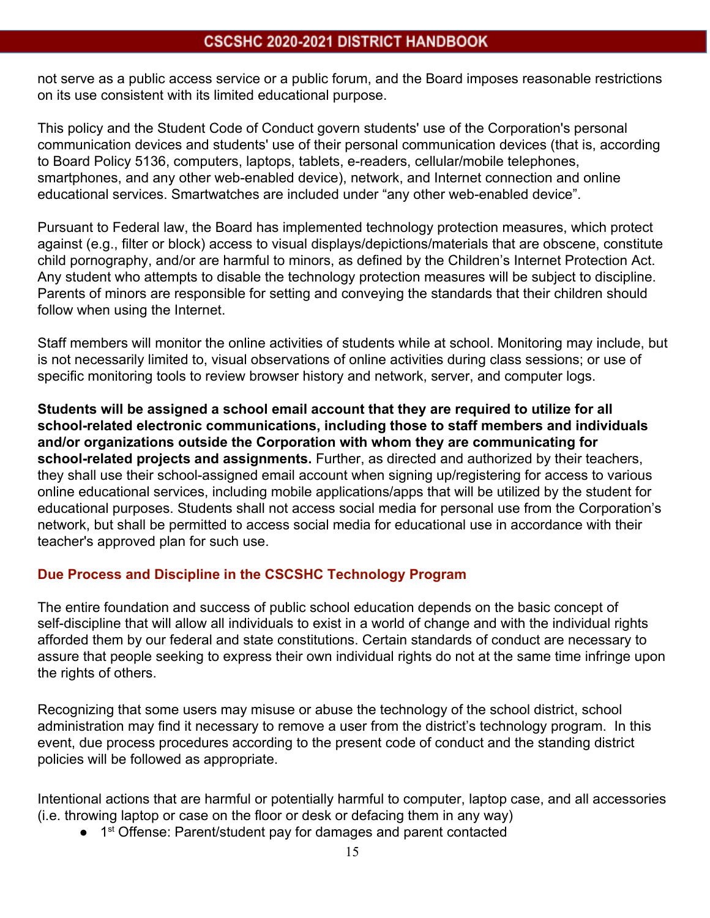not serve as a public access service or a public forum, and the Board imposes reasonable restrictions on its use consistent with its limited educational purpose.

This policy and the Student Code of Conduct govern students' use of the Corporation's personal communication devices and students' use of their personal communication devices (that is, according to Board Policy 5136, computers, laptops, tablets, e-readers, cellular/mobile telephones, smartphones, and any other web-enabled device), network, and Internet connection and online educational services. Smartwatches are included under "any other web-enabled device".

Pursuant to Federal law, the Board has implemented technology protection measures, which protect against (e.g., filter or block) access to visual displays/depictions/materials that are obscene, constitute child pornography, and/or are harmful to minors, as defined by the Children's Internet Protection Act. Any student who attempts to disable the technology protection measures will be subject to discipline. Parents of minors are responsible for setting and conveying the standards that their children should follow when using the Internet.

Staff members will monitor the online activities of students while at school. Monitoring may include, but is not necessarily limited to, visual observations of online activities during class sessions; or use of specific monitoring tools to review browser history and network, server, and computer logs.

**Students will be assigned a school email account that they are required to utilize for all school-related electronic communications, including those to staff members and individuals and/or organizations outside the Corporation with whom they are communicating for school-related projects and assignments.** Further, as directed and authorized by their teachers, they shall use their school-assigned email account when signing up/registering for access to various online educational services, including mobile applications/apps that will be utilized by the student for educational purposes. Students shall not access social media for personal use from the Corporation's network, but shall be permitted to access social media for educational use in accordance with their teacher's approved plan for such use.

### Due Process and Discipline in the CSCSHC Technology Program

The entire foundation and success of public school education depends on the basic concept of self-discipline that will allow all individuals to exist in a world of change and with the individual rights afforded them by our federal and state constitutions. Certain standards of conduct are necessary to assure that people seeking to express their own individual rights do not at the same time infringe upon the rights of others.

Recognizing that some users may misuse or abuse the technology of the school district, school administration may find it necessary to remove a user from the district's technology program. In this event, due process procedures according to the present code of conduct and the standing district policies will be followed as appropriate.

Intentional actions that are harmful or potentially harmful to computer, laptop case, and all accessories (i.e. throwing laptop or case on the floor or desk or defacing them in any way)

- 1st Offense: Parent/student pay for damages and parent contacted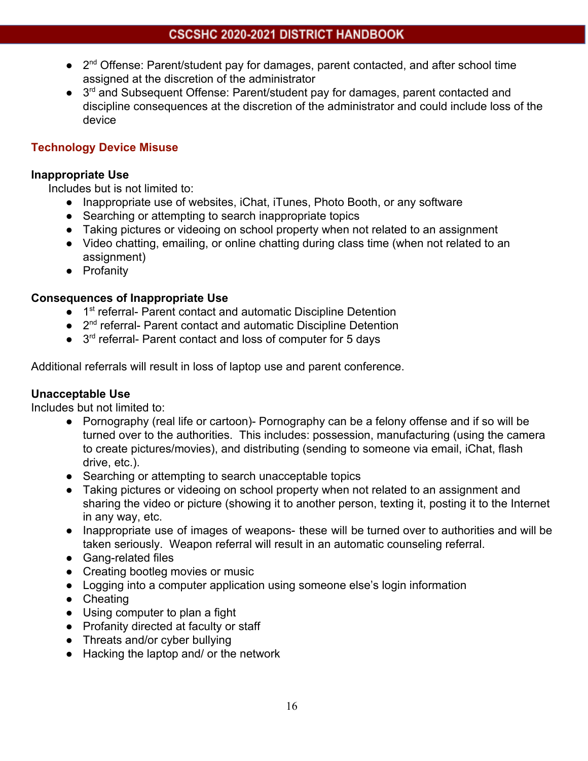- 2nd Offense: Parent/student pay for damages, parent contacted, and after school time assigned at the discretion of the administrator
- 3rd and Subsequent Offense: Parent/student pay for damages, parent contacted and discipline consequences at the discretion of the administrator and could include loss of the device

## Technology Device Misuse

### Inappropriate Use

Includes but is not limited to:

- Inappropriate use of websites, iChat, iTunes, Photo Booth, or any software
- Searching or attempting to search inappropriate topics
- Taking pictures or videoing on school property when not related to an assignment
- Video chatting, emailing, or online chatting during class time (when not related to an assignment)
- Profanity

### Consequences of Inappropriate Use

- 1st referral- Parent contact and automatic Discipline Detention
- 2nd referral- Parent contact and automatic Discipline Detention
- 3rd referral- Parent contact and loss of computer for 5 days

Additional referrals will result in loss of laptop use and parent conference.

### Unacceptable Use

Includes but not limited to:

- Pornography (real life or cartoon)- Pornography can be a felony offense and if so will be turned over to the authorities. This includes: possession, manufacturing (using the camera to create pictures/movies), and distributing (sending to someone via email, iChat, flash drive, etc.).
- Searching or attempting to search unacceptable topics
- Taking pictures or videoing on school property when not related to an assignment and sharing the video or picture (showing it to another person, texting it, posting it to the Internet in any way, etc.
- Inappropriate use of images of weapons- these will be turned over to authorities and will be taken seriously. Weapon referral will result in an automatic counseling referral.
- Gang-related files
- Creating bootleg movies or music
- Logging into a computer application using someone else's login information
- Cheating
- Using computer to plan a fight
- Profanity directed at faculty or staff
- Threats and/or cyber bullying
- Hacking the laptop and/ or the network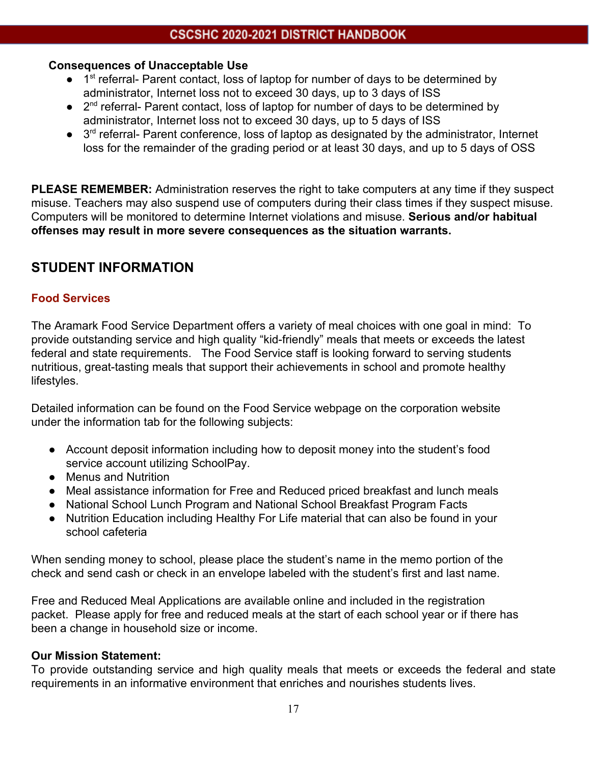**Consequences of Unacceptable Use**

- 1st referral- Parent contact, loss of laptop for number of days to be determined by administrator, Internet loss not to exceed 30 days, up to 3 days of ISS
- 2nd referral- Parent contact, loss of laptop for number of days to be determined by administrator, Internet loss not to exceed 30 days, up to 5 days of ISS
- 3rd referral- Parent conference, loss of laptop as designated by the administrator, Internet loss for the remainder of the grading period or at least 30 days, and up to 5 days of OSS

**PLEASE REMEMBER:** Administration reserves the right to take computers at any time if they suspect misuse. Teachers may also suspend use of computers during their class times if they suspect misuse. Computers will be monitored to determine Internet violations and misuse. **Serious and/or habitual offenses may result in more severe consequences as the situation warrants.**

## STUDENT INFORMATION

### Food Services

The Aramark Food Service Department offers a variety of meal choices with one goal in mind: To provide outstanding service and high quality "kid-friendly" meals that meets or exceeds the latest federal and state requirements. The Food Service staff is looking forward to serving students nutritious, great-tasting meals that support their achievements in school and promote healthy lifestyles.

Detailed information can be found on the Food Service webpage on the corporation website under the information tab for the following subjects:

- Account deposit information including how to deposit money into the student's food service account utilizing SchoolPay.
- Menus and Nutrition
- Meal assistance information for Free and Reduced priced breakfast and lunch meals
- National School Lunch Program and National School Breakfast Program Facts
- Nutrition Education including Healthy For Life material that can also be found in your school cafeteria

When sending money to school, please place the student's name in the memo portion of the check and send cash or check in an envelope labeled with the student's first and last name.

Free and Reduced Meal Applications are available online and included in the registration packet. Please apply for free and reduced meals at the start of each school year or if there has been a change in household size or income.

**Our Mission Statement:**
To provide outstanding service and high quality meals that meets or exceeds the federal and state requirements in an informative environment that enriches and nourishes students lives.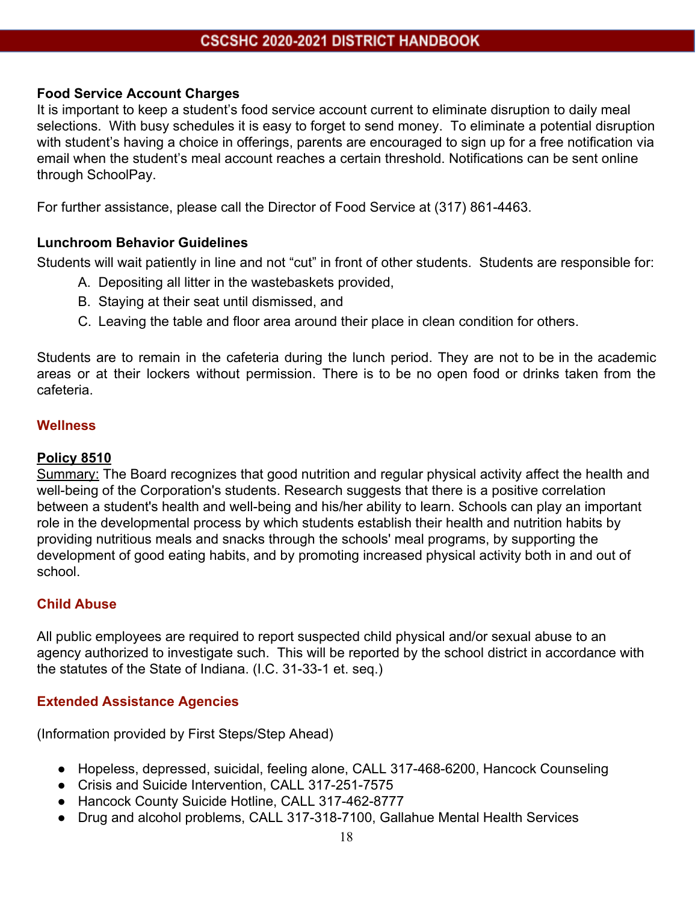### Food Service Account Charges

It is important to keep a student's food service account current to eliminate disruption to daily meal selections. With busy schedules it is easy to forget to send money. To eliminate a potential disruption with student's having a choice in offerings, parents are encouraged to sign up for a free notification via email when the student's meal account reaches a certain threshold. Notifications can be sent online through SchoolPay.

For further assistance, please call the Director of Food Service at (317) 861-4463.

### Lunchroom Behavior Guidelines

Students will wait patiently in line and not "cut" in front of other students. Students are responsible for:

A. Depositing all litter in the wastebaskets provided,
B. Staying at their seat until dismissed, and
C. Leaving the table and floor area around their place in clean condition for others.

Students are to remain in the cafeteria during the lunch period. They are not to be in the academic areas or at their lockers without permission. There is to be no open food or drinks taken from the cafeteria.

## Wellness

**Policy 8510**

Summary: The Board recognizes that good nutrition and regular physical activity affect the health and well-being of the Corporation's students. Research suggests that there is a positive correlation between a student's health and well-being and his/her ability to learn. Schools can play an important role in the developmental process by which students establish their health and nutrition habits by providing nutritious meals and snacks through the schools' meal programs, by supporting the development of good eating habits, and by promoting increased physical activity both in and out of school.

## Child Abuse

All public employees are required to report suspected child physical and/or sexual abuse to an agency authorized to investigate such. This will be reported by the school district in accordance with the statutes of the State of Indiana. (I.C. 31-33-1 et. seq.)

## Extended Assistance Agencies

(Information provided by First Steps/Step Ahead)

- Hopeless, depressed, suicidal, feeling alone, CALL 317-468-6200, Hancock Counseling
- Crisis and Suicide Intervention, CALL 317-251-7575
- Hancock County Suicide Hotline, CALL 317-462-8777
- Drug and alcohol problems, CALL 317-318-7100, Gallahue Mental Health Services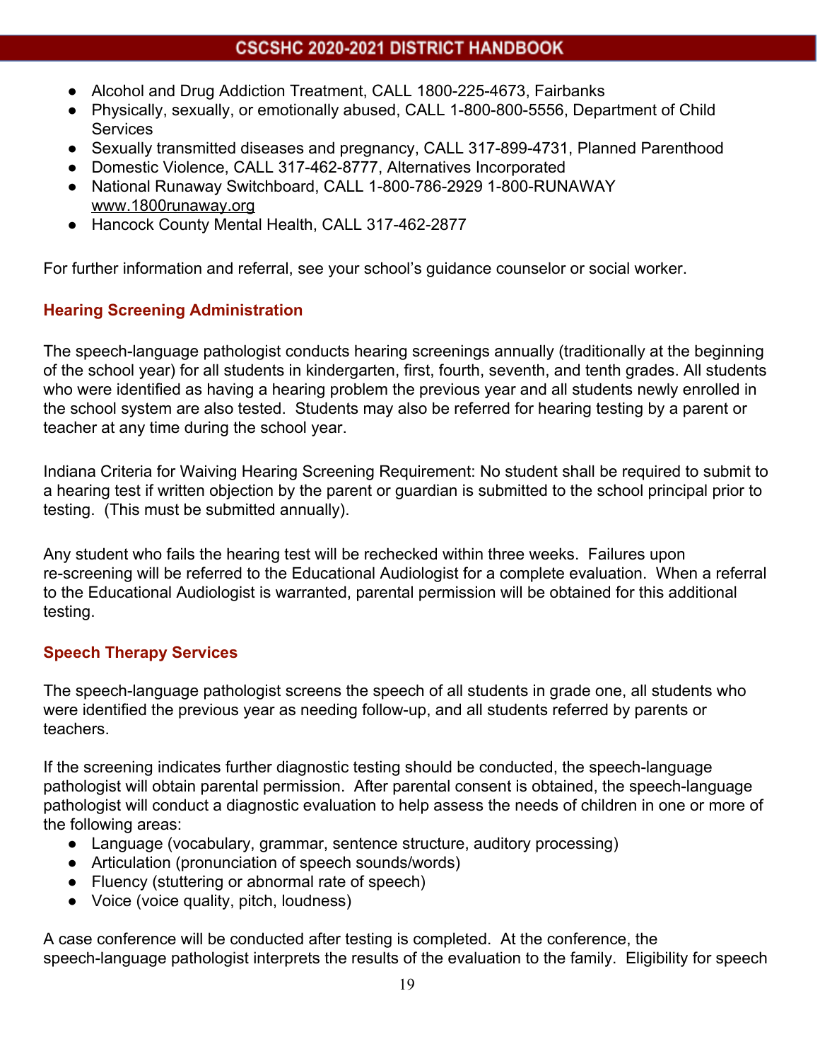- Alcohol and Drug Addiction Treatment, CALL 1800-225-4673, Fairbanks
- Physically, sexually, or emotionally abused, CALL 1-800-800-5556, Department of Child Services
- Sexually transmitted diseases and pregnancy, CALL 317-899-4731, Planned Parenthood
- Domestic Violence, CALL 317-462-8777, Alternatives Incorporated
- National Runaway Switchboard, CALL 1-800-786-2929 1-800-RUNAWAY www.1800runaway.org
- Hancock County Mental Health, CALL 317-462-2877

For further information and referral, see your school's guidance counselor or social worker.

## Hearing Screening Administration

The speech-language pathologist conducts hearing screenings annually (traditionally at the beginning of the school year) for all students in kindergarten, first, fourth, seventh, and tenth grades. All students who were identified as having a hearing problem the previous year and all students newly enrolled in the school system are also tested. Students may also be referred for hearing testing by a parent or teacher at any time during the school year.

Indiana Criteria for Waiving Hearing Screening Requirement: No student shall be required to submit to a hearing test if written objection by the parent or guardian is submitted to the school principal prior to testing. (This must be submitted annually).

Any student who fails the hearing test will be rechecked within three weeks. Failures upon re-screening will be referred to the Educational Audiologist for a complete evaluation. When a referral to the Educational Audiologist is warranted, parental permission will be obtained for this additional testing.

## Speech Therapy Services

The speech-language pathologist screens the speech of all students in grade one, all students who were identified the previous year as needing follow-up, and all students referred by parents or teachers.

If the screening indicates further diagnostic testing should be conducted, the speech-language pathologist will obtain parental permission. After parental consent is obtained, the speech-language pathologist will conduct a diagnostic evaluation to help assess the needs of children in one or more of the following areas:

- Language (vocabulary, grammar, sentence structure, auditory processing)
- Articulation (pronunciation of speech sounds/words)
- Fluency (stuttering or abnormal rate of speech)
- Voice (voice quality, pitch, loudness)

A case conference will be conducted after testing is completed. At the conference, the speech-language pathologist interprets the results of the evaluation to the family. Eligibility for speech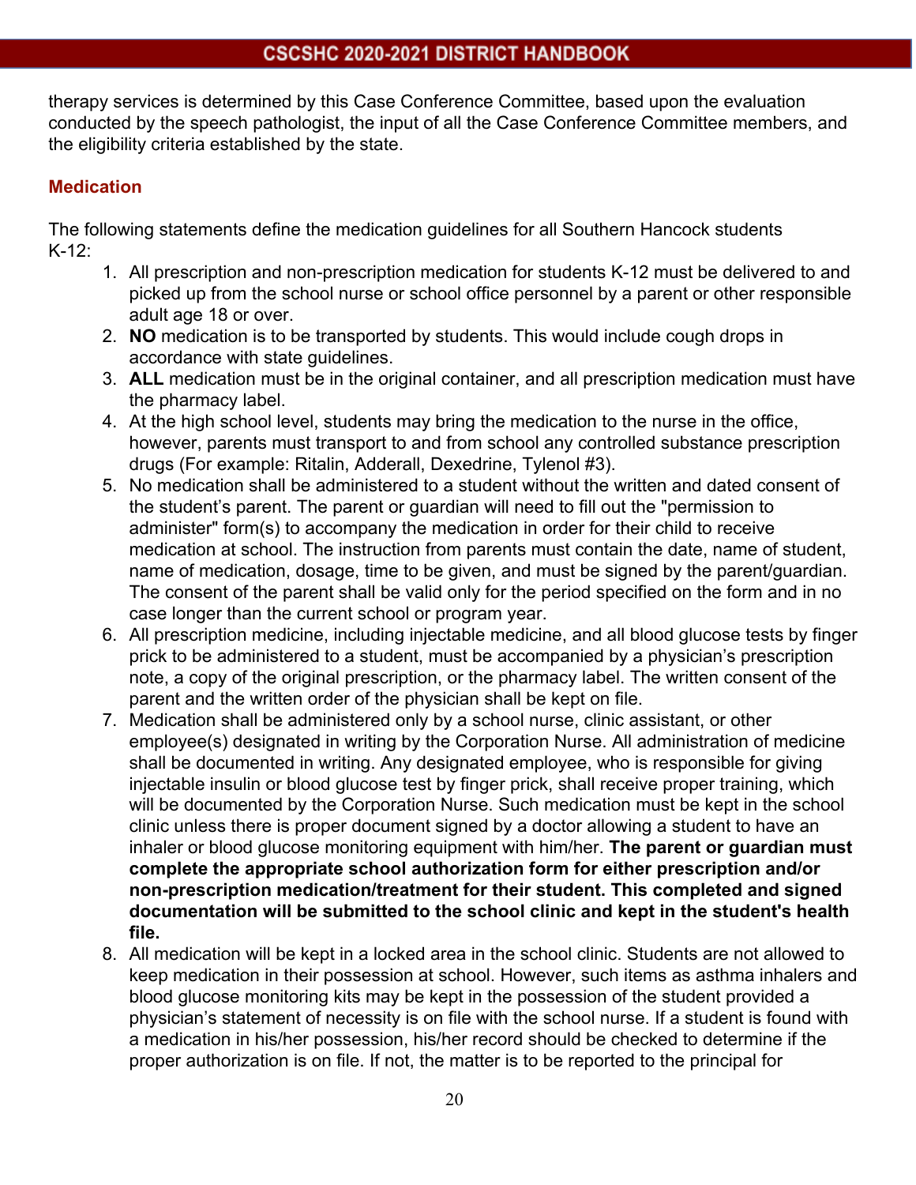therapy services is determined by this Case Conference Committee, based upon the evaluation conducted by the speech pathologist, the input of all the Case Conference Committee members, and the eligibility criteria established by the state.

## Medication

The following statements define the medication guidelines for all Southern Hancock students K-12:

1. All prescription and non-prescription medication for students K-12 must be delivered to and picked up from the school nurse or school office personnel by a parent or other responsible adult age 18 or over.
2. **NO** medication is to be transported by students. This would include cough drops in accordance with state guidelines.
3. **ALL** medication must be in the original container, and all prescription medication must have the pharmacy label.
4. At the high school level, students may bring the medication to the nurse in the office, however, parents must transport to and from school any controlled substance prescription drugs (For example: Ritalin, Adderall, Dexedrine, Tylenol #3).
5. No medication shall be administered to a student without the written and dated consent of the student's parent. The parent or guardian will need to fill out the "permission to administer" form(s) to accompany the medication in order for their child to receive medication at school. The instruction from parents must contain the date, name of student, name of medication, dosage, time to be given, and must be signed by the parent/guardian. The consent of the parent shall be valid only for the period specified on the form and in no case longer than the current school or program year.
6. All prescription medicine, including injectable medicine, and all blood glucose tests by finger prick to be administered to a student, must be accompanied by a physician's prescription note, a copy of the original prescription, or the pharmacy label. The written consent of the parent and the written order of the physician shall be kept on file.
7. Medication shall be administered only by a school nurse, clinic assistant, or other employee(s) designated in writing by the Corporation Nurse. All administration of medicine shall be documented in writing. Any designated employee, who is responsible for giving injectable insulin or blood glucose test by finger prick, shall receive proper training, which will be documented by the Corporation Nurse. Such medication must be kept in the school clinic unless there is proper document signed by a doctor allowing a student to have an inhaler or blood glucose monitoring equipment with him/her. **The parent or guardian must complete the appropriate school authorization form for either prescription and/or non-prescription medication/treatment for their student. This completed and signed documentation will be submitted to the school clinic and kept in the student's health file.**
8. All medication will be kept in a locked area in the school clinic. Students are not allowed to keep medication in their possession at school. However, such items as asthma inhalers and blood glucose monitoring kits may be kept in the possession of the student provided a physician's statement of necessity is on file with the school nurse. If a student is found with a medication in his/her possession, his/her record should be checked to determine if the proper authorization is on file. If not, the matter is to be reported to the principal for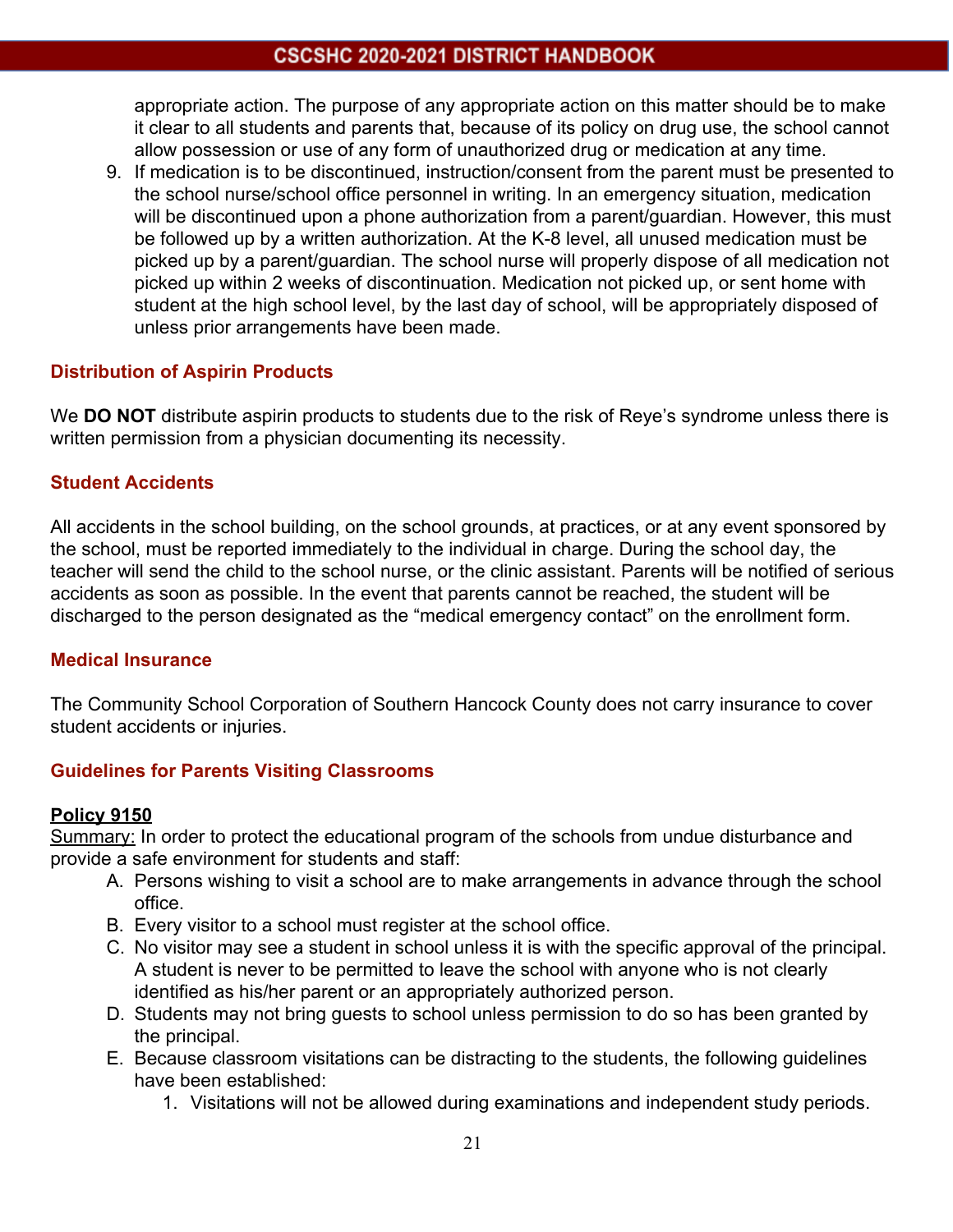appropriate action. The purpose of any appropriate action on this matter should be to make it clear to all students and parents that, because of its policy on drug use, the school cannot allow possession or use of any form of unauthorized drug or medication at any time.

9. If medication is to be discontinued, instruction/consent from the parent must be presented to the school nurse/school office personnel in writing. In an emergency situation, medication will be discontinued upon a phone authorization from a parent/guardian. However, this must be followed up by a written authorization. At the K-8 level, all unused medication must be picked up by a parent/guardian. The school nurse will properly dispose of all medication not picked up within 2 weeks of discontinuation. Medication not picked up, or sent home with student at the high school level, by the last day of school, will be appropriately disposed of unless prior arrangements have been made.

### Distribution of Aspirin Products

We **DO NOT** distribute aspirin products to students due to the risk of Reye's syndrome unless there is written permission from a physician documenting its necessity.

### Student Accidents

All accidents in the school building, on the school grounds, at practices, or at any event sponsored by the school, must be reported immediately to the individual in charge. During the school day, the teacher will send the child to the school nurse, or the clinic assistant. Parents will be notified of serious accidents as soon as possible. In the event that parents cannot be reached, the student will be discharged to the person designated as the "medical emergency contact" on the enrollment form.

### Medical Insurance

The Community School Corporation of Southern Hancock County does not carry insurance to cover student accidents or injuries.

### Guidelines for Parents Visiting Classrooms

**Policy 9150**

Summary: In order to protect the educational program of the schools from undue disturbance and provide a safe environment for students and staff:

A. Persons wishing to visit a school are to make arrangements in advance through the school office.
B. Every visitor to a school must register at the school office.
C. No visitor may see a student in school unless it is with the specific approval of the principal. A student is never to be permitted to leave the school with anyone who is not clearly identified as his/her parent or an appropriately authorized person.
D. Students may not bring guests to school unless permission to do so has been granted by the principal.
E. Because classroom visitations can be distracting to the students, the following guidelines have been established:
    1. Visitations will not be allowed during examinations and independent study periods.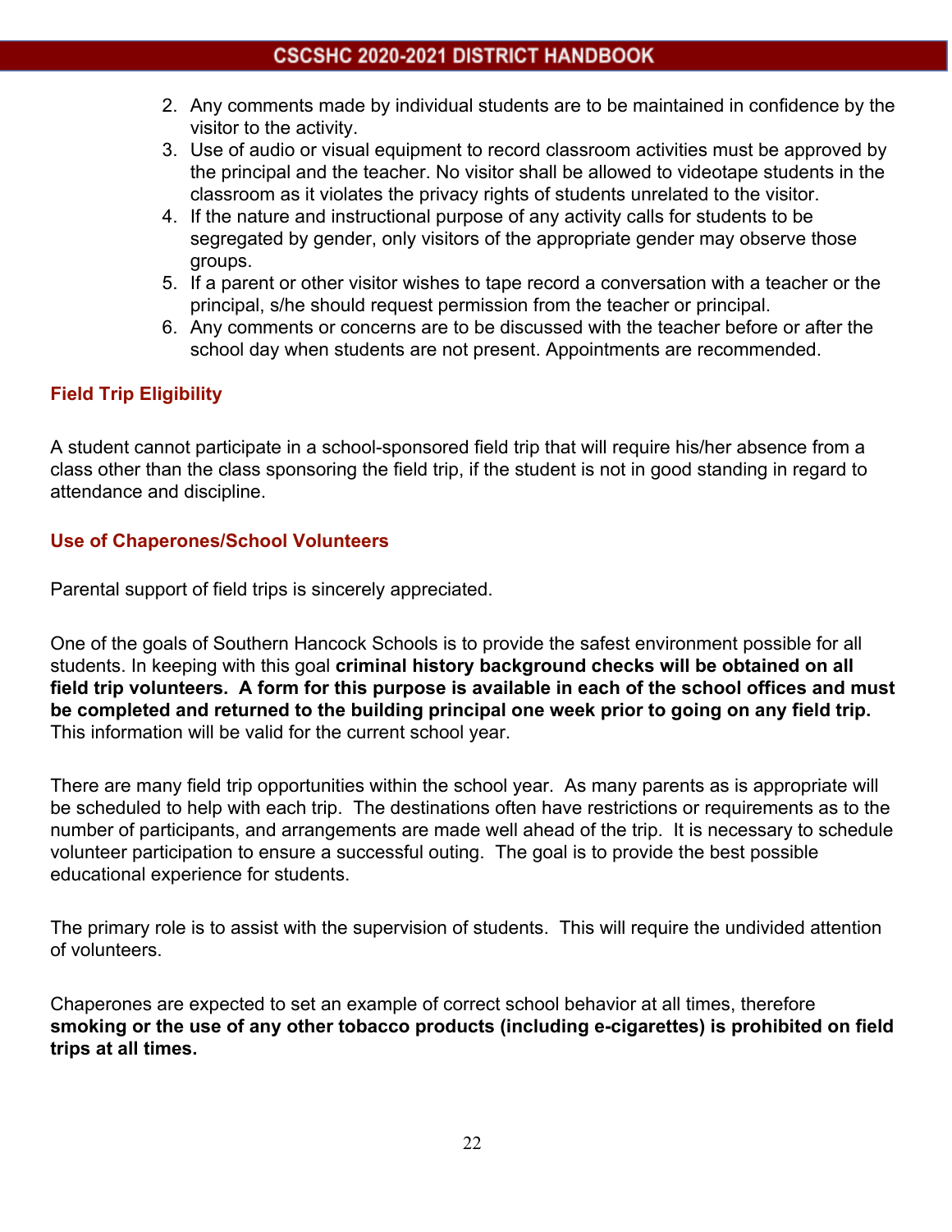2. Any comments made by individual students are to be maintained in confidence by the visitor to the activity.
3. Use of audio or visual equipment to record classroom activities must be approved by the principal and the teacher. No visitor shall be allowed to videotape students in the classroom as it violates the privacy rights of students unrelated to the visitor.
4. If the nature and instructional purpose of any activity calls for students to be segregated by gender, only visitors of the appropriate gender may observe those groups.
5. If a parent or other visitor wishes to tape record a conversation with a teacher or the principal, s/he should request permission from the teacher or principal.
6. Any comments or concerns are to be discussed with the teacher before or after the school day when students are not present. Appointments are recommended.

### Field Trip Eligibility

A student cannot participate in a school-sponsored field trip that will require his/her absence from a class other than the class sponsoring the field trip, if the student is not in good standing in regard to attendance and discipline.

### Use of Chaperones/School Volunteers

Parental support of field trips is sincerely appreciated.

One of the goals of Southern Hancock Schools is to provide the safest environment possible for all students. In keeping with this goal **criminal history background checks will be obtained on all field trip volunteers. A form for this purpose is available in each of the school offices and must be completed and returned to the building principal one week prior to going on any field trip.** This information will be valid for the current school year.

There are many field trip opportunities within the school year. As many parents as is appropriate will be scheduled to help with each trip. The destinations often have restrictions or requirements as to the number of participants, and arrangements are made well ahead of the trip. It is necessary to schedule volunteer participation to ensure a successful outing. The goal is to provide the best possible educational experience for students.

The primary role is to assist with the supervision of students. This will require the undivided attention of volunteers.

Chaperones are expected to set an example of correct school behavior at all times, therefore **smoking or the use of any other tobacco products (including e-cigarettes) is prohibited on field trips at all times.**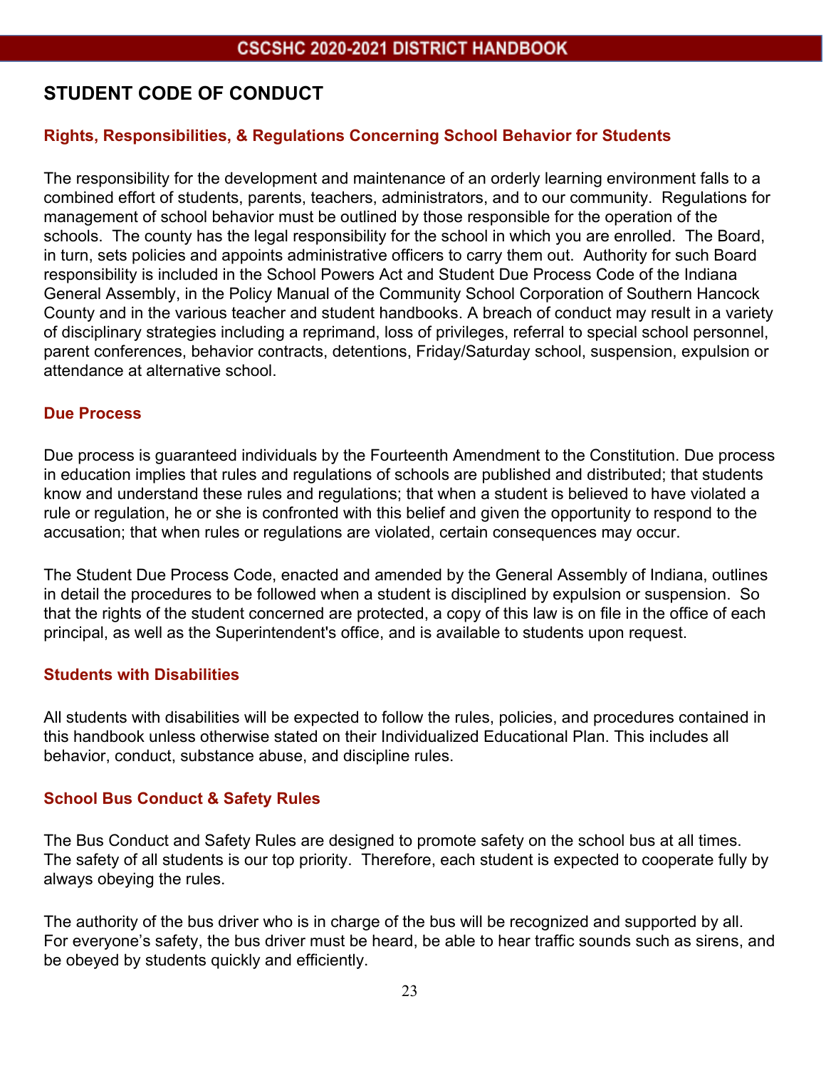## STUDENT CODE OF CONDUCT

### Rights, Responsibilities, & Regulations Concerning School Behavior for Students

The responsibility for the development and maintenance of an orderly learning environment falls to a combined effort of students, parents, teachers, administrators, and to our community. Regulations for management of school behavior must be outlined by those responsible for the operation of the schools. The county has the legal responsibility for the school in which you are enrolled. The Board, in turn, sets policies and appoints administrative officers to carry them out. Authority for such Board responsibility is included in the School Powers Act and Student Due Process Code of the Indiana General Assembly, in the Policy Manual of the Community School Corporation of Southern Hancock County and in the various teacher and student handbooks. A breach of conduct may result in a variety of disciplinary strategies including a reprimand, loss of privileges, referral to special school personnel, parent conferences, behavior contracts, detentions, Friday/Saturday school, suspension, expulsion or attendance at alternative school.

### Due Process

Due process is guaranteed individuals by the Fourteenth Amendment to the Constitution. Due process in education implies that rules and regulations of schools are published and distributed; that students know and understand these rules and regulations; that when a student is believed to have violated a rule or regulation, he or she is confronted with this belief and given the opportunity to respond to the accusation; that when rules or regulations are violated, certain consequences may occur.

The Student Due Process Code, enacted and amended by the General Assembly of Indiana, outlines in detail the procedures to be followed when a student is disciplined by expulsion or suspension. So that the rights of the student concerned are protected, a copy of this law is on file in the office of each principal, as well as the Superintendent's office, and is available to students upon request.

### Students with Disabilities

All students with disabilities will be expected to follow the rules, policies, and procedures contained in this handbook unless otherwise stated on their Individualized Educational Plan. This includes all behavior, conduct, substance abuse, and discipline rules.

### School Bus Conduct & Safety Rules

The Bus Conduct and Safety Rules are designed to promote safety on the school bus at all times. The safety of all students is our top priority. Therefore, each student is expected to cooperate fully by always obeying the rules.

The authority of the bus driver who is in charge of the bus will be recognized and supported by all. For everyone's safety, the bus driver must be heard, be able to hear traffic sounds such as sirens, and be obeyed by students quickly and efficiently.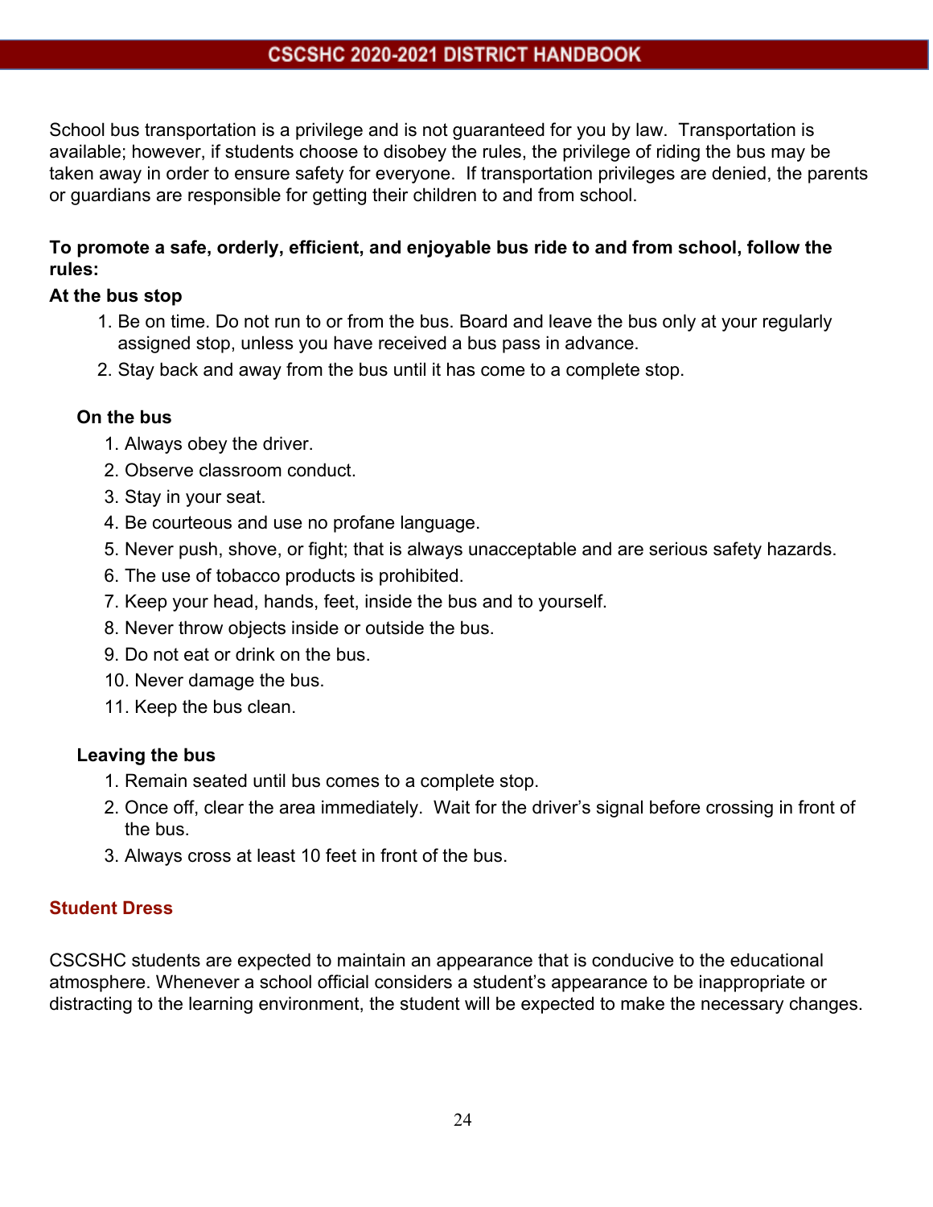School bus transportation is a privilege and is not guaranteed for you by law. Transportation is available; however, if students choose to disobey the rules, the privilege of riding the bus may be taken away in order to ensure safety for everyone. If transportation privileges are denied, the parents or guardians are responsible for getting their children to and from school.

**To promote a safe, orderly, efficient, and enjoyable bus ride to and from school, follow the rules:**

**At the bus stop**

1. Be on time. Do not run to or from the bus. Board and leave the bus only at your regularly assigned stop, unless you have received a bus pass in advance.
2. Stay back and away from the bus until it has come to a complete stop.

**On the bus**

1. Always obey the driver.
2. Observe classroom conduct.
3. Stay in your seat.
4. Be courteous and use no profane language.
5. Never push, shove, or fight; that is always unacceptable and are serious safety hazards.
6. The use of tobacco products is prohibited.
7. Keep your head, hands, feet, inside the bus and to yourself.
8. Never throw objects inside or outside the bus.
9. Do not eat or drink on the bus.
10. Never damage the bus.
11. Keep the bus clean.

**Leaving the bus**

1. Remain seated until bus comes to a complete stop.
2. Once off, clear the area immediately. Wait for the driver's signal before crossing in front of the bus.
3. Always cross at least 10 feet in front of the bus.

## Student Dress

CSCSHC students are expected to maintain an appearance that is conducive to the educational atmosphere. Whenever a school official considers a student's appearance to be inappropriate or distracting to the learning environment, the student will be expected to make the necessary changes.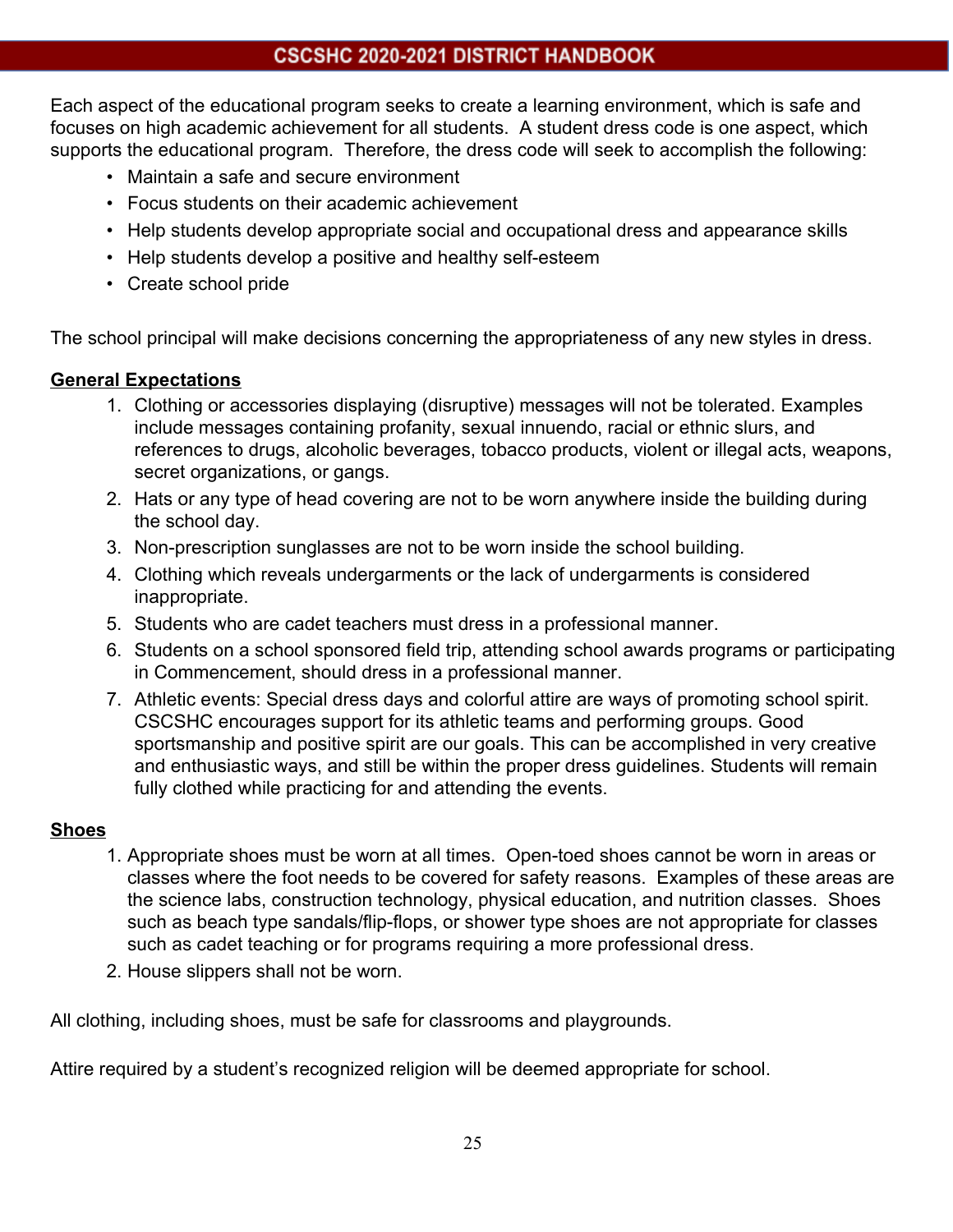Each aspect of the educational program seeks to create a learning environment, which is safe and focuses on high academic achievement for all students. A student dress code is one aspect, which supports the educational program. Therefore, the dress code will seek to accomplish the following:

- Maintain a safe and secure environment
- Focus students on their academic achievement
- Help students develop appropriate social and occupational dress and appearance skills
- Help students develop a positive and healthy self-esteem
- Create school pride

The school principal will make decisions concerning the appropriateness of any new styles in dress.

**General Expectations**

1. Clothing or accessories displaying (disruptive) messages will not be tolerated. Examples include messages containing profanity, sexual innuendo, racial or ethnic slurs, and references to drugs, alcoholic beverages, tobacco products, violent or illegal acts, weapons, secret organizations, or gangs.
2. Hats or any type of head covering are not to be worn anywhere inside the building during the school day.
3. Non-prescription sunglasses are not to be worn inside the school building.
4. Clothing which reveals undergarments or the lack of undergarments is considered inappropriate.
5. Students who are cadet teachers must dress in a professional manner.
6. Students on a school sponsored field trip, attending school awards programs or participating in Commencement, should dress in a professional manner.
7. Athletic events: Special dress days and colorful attire are ways of promoting school spirit. CSCSHC encourages support for its athletic teams and performing groups. Good sportsmanship and positive spirit are our goals. This can be accomplished in very creative and enthusiastic ways, and still be within the proper dress guidelines. Students will remain fully clothed while practicing for and attending the events.

**Shoes**

1. Appropriate shoes must be worn at all times. Open-toed shoes cannot be worn in areas or classes where the foot needs to be covered for safety reasons. Examples of these areas are the science labs, construction technology, physical education, and nutrition classes. Shoes such as beach type sandals/flip-flops, or shower type shoes are not appropriate for classes such as cadet teaching or for programs requiring a more professional dress.
2. House slippers shall not be worn.

All clothing, including shoes, must be safe for classrooms and playgrounds.

Attire required by a student's recognized religion will be deemed appropriate for school.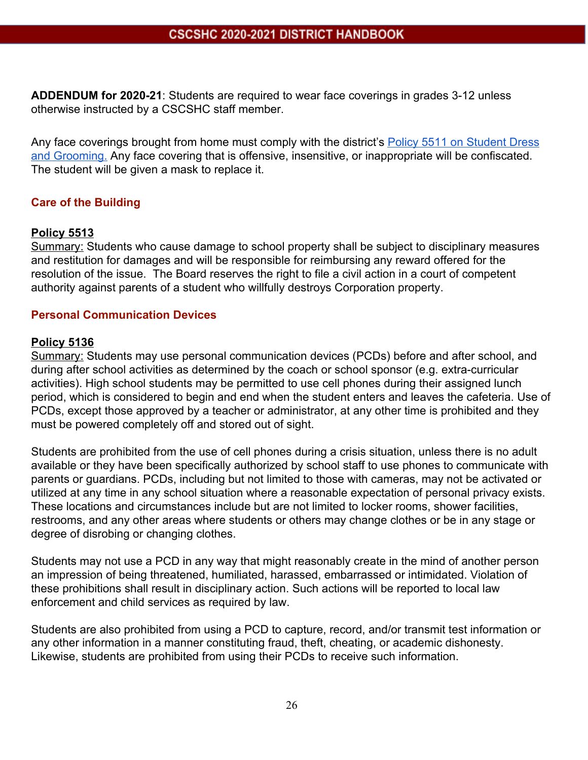**ADDENDUM for 2020-21**: Students are required to wear face coverings in grades 3-12 unless otherwise instructed by a CSCSHC staff member.

Any face coverings brought from home must comply with the district's Policy 5511 on Student Dress and Grooming. Any face covering that is offensive, insensitive, or inappropriate will be confiscated. The student will be given a mask to replace it.

## Care of the Building

**Policy 5513**

Summary: Students who cause damage to school property shall be subject to disciplinary measures and restitution for damages and will be responsible for reimbursing any reward offered for the resolution of the issue. The Board reserves the right to file a civil action in a court of competent authority against parents of a student who willfully destroys Corporation property.

## Personal Communication Devices

**Policy 5136**

Summary: Students may use personal communication devices (PCDs) before and after school, and during after school activities as determined by the coach or school sponsor (e.g. extra-curricular activities). High school students may be permitted to use cell phones during their assigned lunch period, which is considered to begin and end when the student enters and leaves the cafeteria. Use of PCDs, except those approved by a teacher or administrator, at any other time is prohibited and they must be powered completely off and stored out of sight.

Students are prohibited from the use of cell phones during a crisis situation, unless there is no adult available or they have been specifically authorized by school staff to use phones to communicate with parents or guardians. PCDs, including but not limited to those with cameras, may not be activated or utilized at any time in any school situation where a reasonable expectation of personal privacy exists. These locations and circumstances include but are not limited to locker rooms, shower facilities, restrooms, and any other areas where students or others may change clothes or be in any stage or degree of disrobing or changing clothes.

Students may not use a PCD in any way that might reasonably create in the mind of another person an impression of being threatened, humiliated, harassed, embarrassed or intimidated. Violation of these prohibitions shall result in disciplinary action. Such actions will be reported to local law enforcement and child services as required by law.

Students are also prohibited from using a PCD to capture, record, and/or transmit test information or any other information in a manner constituting fraud, theft, cheating, or academic dishonesty. Likewise, students are prohibited from using their PCDs to receive such information.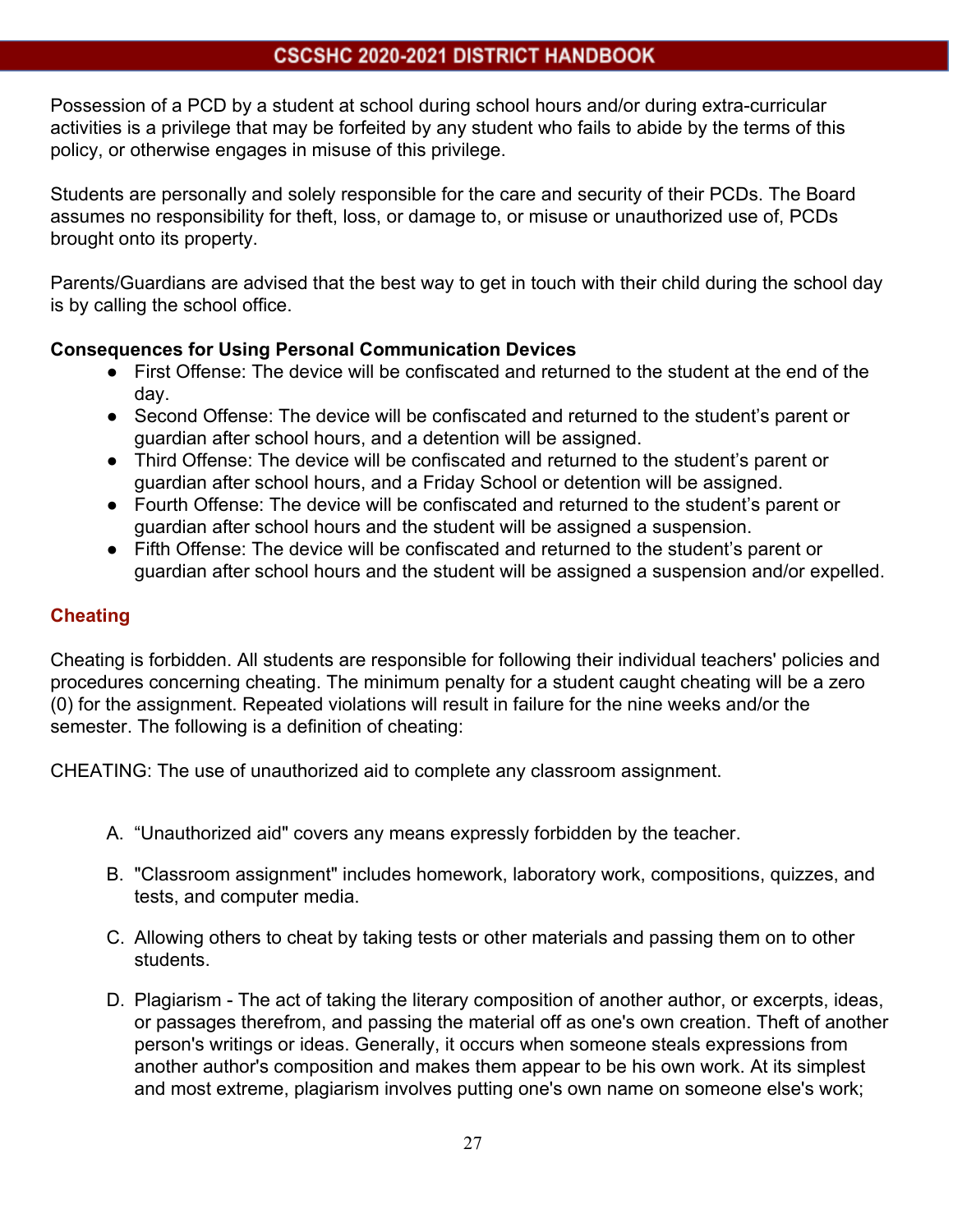Possession of a PCD by a student at school during school hours and/or during extra-curricular activities is a privilege that may be forfeited by any student who fails to abide by the terms of this policy, or otherwise engages in misuse of this privilege.

Students are personally and solely responsible for the care and security of their PCDs. The Board assumes no responsibility for theft, loss, or damage to, or misuse or unauthorized use of, PCDs brought onto its property.

Parents/Guardians are advised that the best way to get in touch with their child during the school day is by calling the school office.

**Consequences for Using Personal Communication Devices**

- First Offense: The device will be confiscated and returned to the student at the end of the day.
- Second Offense: The device will be confiscated and returned to the student's parent or guardian after school hours, and a detention will be assigned.
- Third Offense: The device will be confiscated and returned to the student's parent or guardian after school hours, and a Friday School or detention will be assigned.
- Fourth Offense: The device will be confiscated and returned to the student's parent or guardian after school hours and the student will be assigned a suspension.
- Fifth Offense: The device will be confiscated and returned to the student's parent or guardian after school hours and the student will be assigned a suspension and/or expelled.

## Cheating

Cheating is forbidden. All students are responsible for following their individual teachers' policies and procedures concerning cheating. The minimum penalty for a student caught cheating will be a zero (0) for the assignment. Repeated violations will result in failure for the nine weeks and/or the semester. The following is a definition of cheating:

CHEATING: The use of unauthorized aid to complete any classroom assignment.

A. "Unauthorized aid" covers any means expressly forbidden by the teacher.

B. "Classroom assignment" includes homework, laboratory work, compositions, quizzes, and tests, and computer media.

C. Allowing others to cheat by taking tests or other materials and passing them on to other students.

D. Plagiarism - The act of taking the literary composition of another author, or excerpts, ideas, or passages therefrom, and passing the material off as one's own creation. Theft of another person's writings or ideas. Generally, it occurs when someone steals expressions from another author's composition and makes them appear to be his own work. At its simplest and most extreme, plagiarism involves putting one's own name on someone else's work;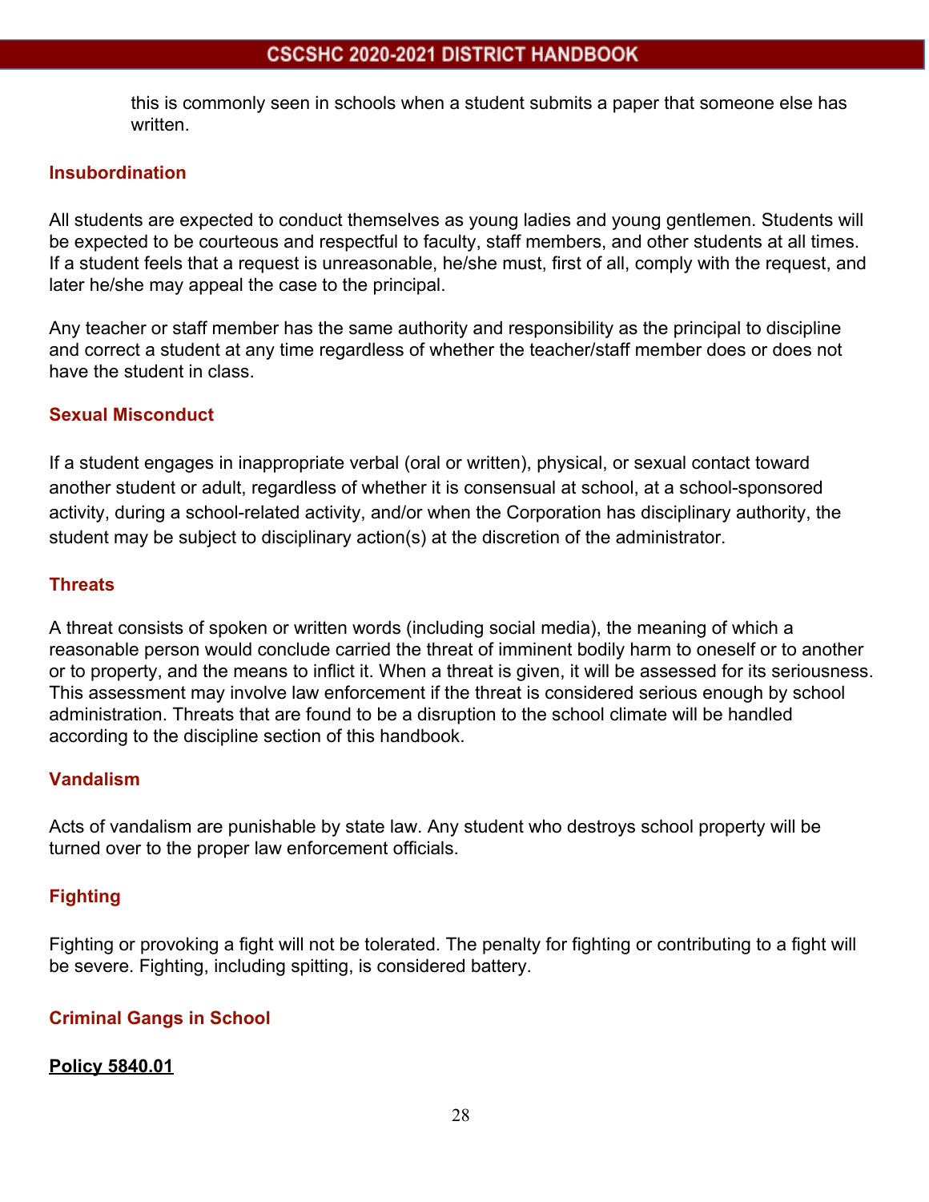this is commonly seen in schools when a student submits a paper that someone else has written.

### Insubordination

All students are expected to conduct themselves as young ladies and young gentlemen. Students will be expected to be courteous and respectful to faculty, staff members, and other students at all times. If a student feels that a request is unreasonable, he/she must, first of all, comply with the request, and later he/she may appeal the case to the principal.

Any teacher or staff member has the same authority and responsibility as the principal to discipline and correct a student at any time regardless of whether the teacher/staff member does or does not have the student in class.

### Sexual Misconduct

If a student engages in inappropriate verbal (oral or written), physical, or sexual contact toward another student or adult, regardless of whether it is consensual at school, at a school-sponsored activity, during a school-related activity, and/or when the Corporation has disciplinary authority, the student may be subject to disciplinary action(s) at the discretion of the administrator.

### Threats

A threat consists of spoken or written words (including social media), the meaning of which a reasonable person would conclude carried the threat of imminent bodily harm to oneself or to another or to property, and the means to inflict it. When a threat is given, it will be assessed for its seriousness. This assessment may involve law enforcement if the threat is considered serious enough by school administration. Threats that are found to be a disruption to the school climate will be handled according to the discipline section of this handbook.

### Vandalism

Acts of vandalism are punishable by state law. Any student who destroys school property will be turned over to the proper law enforcement officials.

### Fighting

Fighting or provoking a fight will not be tolerated. The penalty for fighting or contributing to a fight will be severe. Fighting, including spitting, is considered battery.

### Criminal Gangs in School

**Policy 5840.01**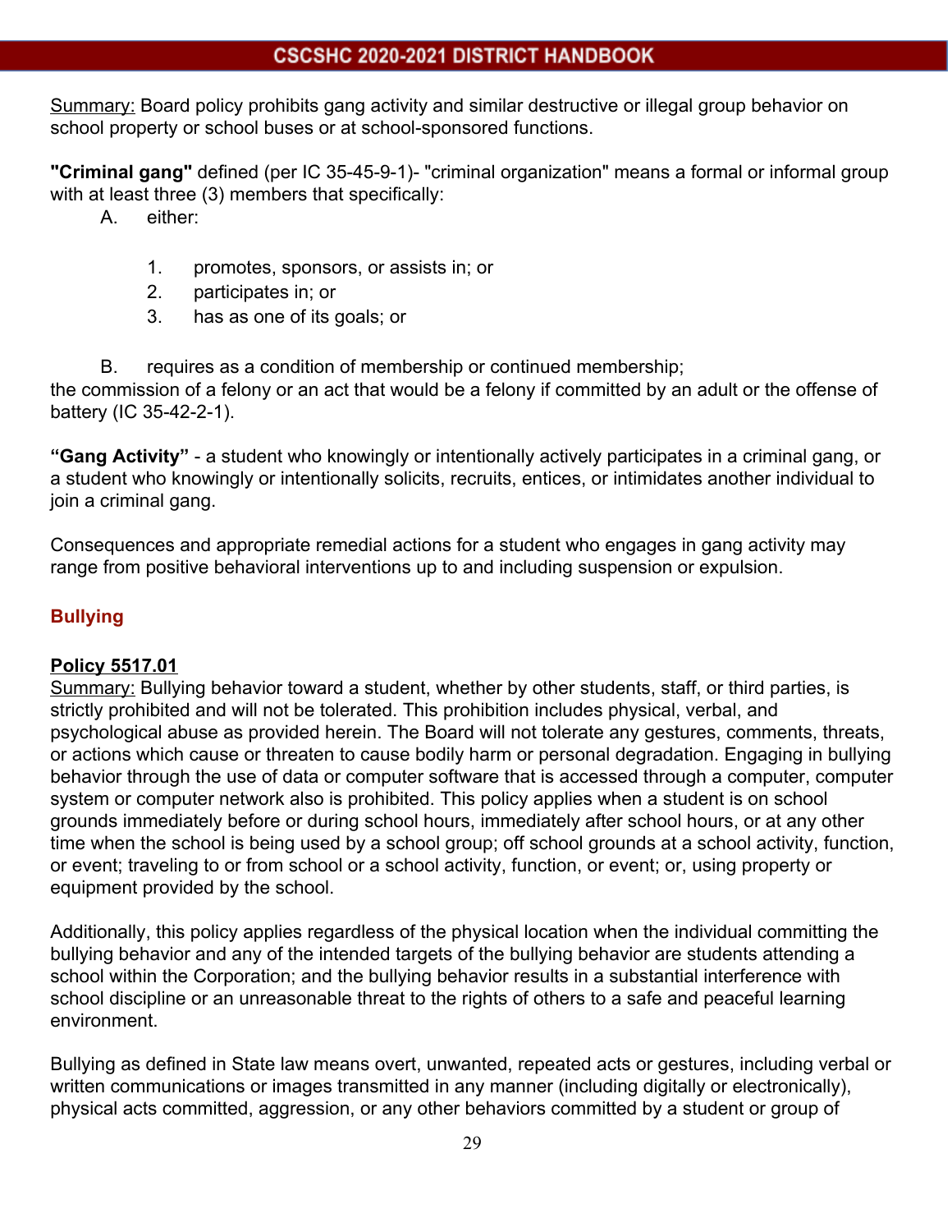Summary: Board policy prohibits gang activity and similar destructive or illegal group behavior on school property or school buses or at school-sponsored functions.

**"Criminal gang"** defined (per IC 35-45-9-1)- "criminal organization" means a formal or informal group with at least three (3) members that specifically:

A. either:

1. promotes, sponsors, or assists in; or
2. participates in; or
3. has as one of its goals; or

B. requires as a condition of membership or continued membership;

the commission of a felony or an act that would be a felony if committed by an adult or the offense of battery (IC 35-42-2-1).

**"Gang Activity"** - a student who knowingly or intentionally actively participates in a criminal gang, or a student who knowingly or intentionally solicits, recruits, entices, or intimidates another individual to join a criminal gang.

Consequences and appropriate remedial actions for a student who engages in gang activity may range from positive behavioral interventions up to and including suspension or expulsion.

## Bullying

**Policy 5517.01**

Summary: Bullying behavior toward a student, whether by other students, staff, or third parties, is strictly prohibited and will not be tolerated. This prohibition includes physical, verbal, and psychological abuse as provided herein. The Board will not tolerate any gestures, comments, threats, or actions which cause or threaten to cause bodily harm or personal degradation. Engaging in bullying behavior through the use of data or computer software that is accessed through a computer, computer system or computer network also is prohibited. This policy applies when a student is on school grounds immediately before or during school hours, immediately after school hours, or at any other time when the school is being used by a school group; off school grounds at a school activity, function, or event; traveling to or from school or a school activity, function, or event; or, using property or equipment provided by the school.

Additionally, this policy applies regardless of the physical location when the individual committing the bullying behavior and any of the intended targets of the bullying behavior are students attending a school within the Corporation; and the bullying behavior results in a substantial interference with school discipline or an unreasonable threat to the rights of others to a safe and peaceful learning environment.

Bullying as defined in State law means overt, unwanted, repeated acts or gestures, including verbal or written communications or images transmitted in any manner (including digitally or electronically), physical acts committed, aggression, or any other behaviors committed by a student or group of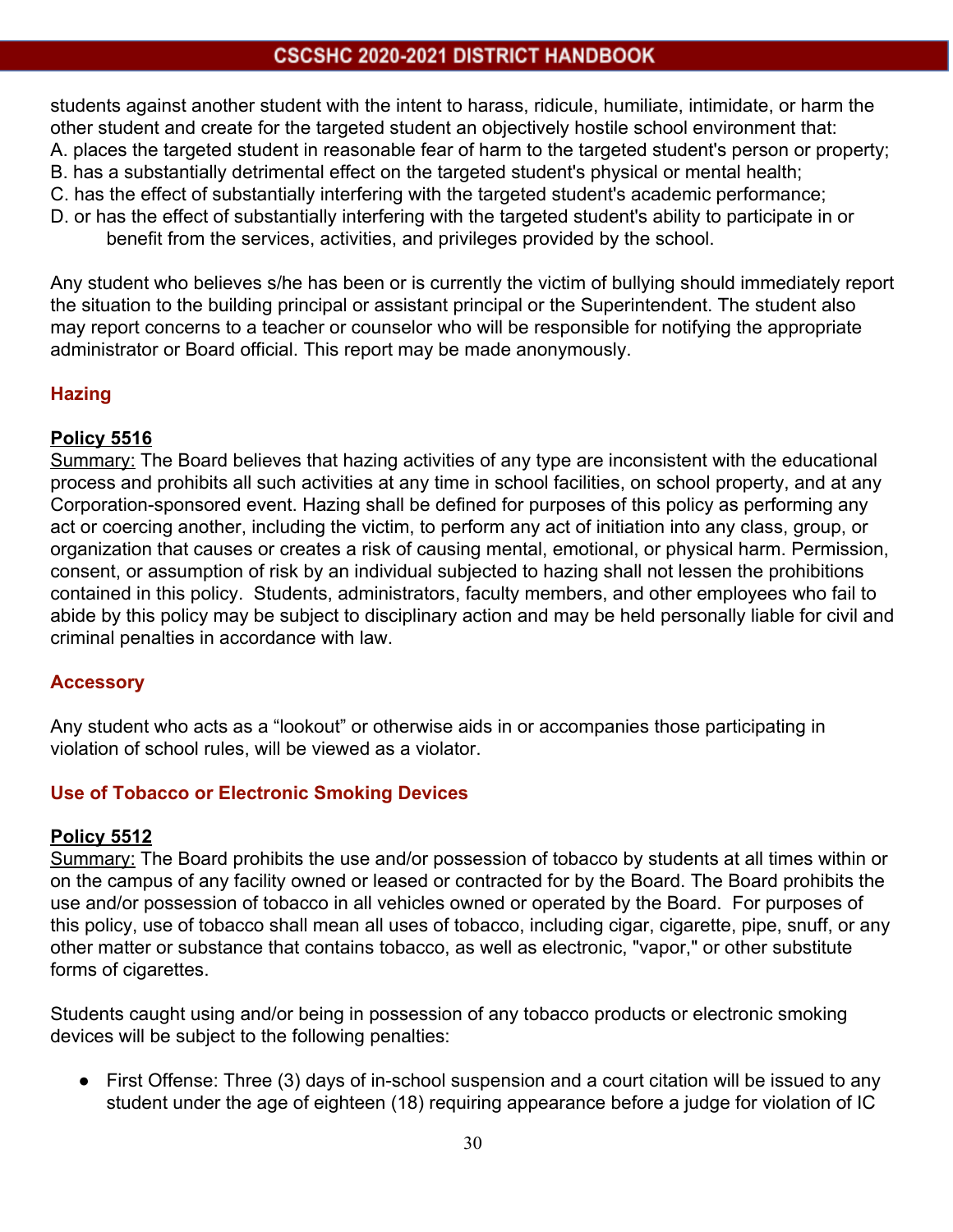students against another student with the intent to harass, ridicule, humiliate, intimidate, or harm the other student and create for the targeted student an objectively hostile school environment that:

A. places the targeted student in reasonable fear of harm to the targeted student's person or property;
B. has a substantially detrimental effect on the targeted student's physical or mental health;
C. has the effect of substantially interfering with the targeted student's academic performance;
D. or has the effect of substantially interfering with the targeted student's ability to participate in or benefit from the services, activities, and privileges provided by the school.

Any student who believes s/he has been or is currently the victim of bullying should immediately report the situation to the building principal or assistant principal or the Superintendent. The student also may report concerns to a teacher or counselor who will be responsible for notifying the appropriate administrator or Board official. This report may be made anonymously.

## Hazing

**Policy 5516**

Summary: The Board believes that hazing activities of any type are inconsistent with the educational process and prohibits all such activities at any time in school facilities, on school property, and at any Corporation-sponsored event. Hazing shall be defined for purposes of this policy as performing any act or coercing another, including the victim, to perform any act of initiation into any class, group, or organization that causes or creates a risk of causing mental, emotional, or physical harm. Permission, consent, or assumption of risk by an individual subjected to hazing shall not lessen the prohibitions contained in this policy. Students, administrators, faculty members, and other employees who fail to abide by this policy may be subject to disciplinary action and may be held personally liable for civil and criminal penalties in accordance with law.

## Accessory

Any student who acts as a "lookout" or otherwise aids in or accompanies those participating in violation of school rules, will be viewed as a violator.

## Use of Tobacco or Electronic Smoking Devices

**Policy 5512**

Summary: The Board prohibits the use and/or possession of tobacco by students at all times within or on the campus of any facility owned or leased or contracted for by the Board. The Board prohibits the use and/or possession of tobacco in all vehicles owned or operated by the Board. For purposes of this policy, use of tobacco shall mean all uses of tobacco, including cigar, cigarette, pipe, snuff, or any other matter or substance that contains tobacco, as well as electronic, "vapor," or other substitute forms of cigarettes.

Students caught using and/or being in possession of any tobacco products or electronic smoking devices will be subject to the following penalties:

- First Offense: Three (3) days of in-school suspension and a court citation will be issued to any student under the age of eighteen (18) requiring appearance before a judge for violation of IC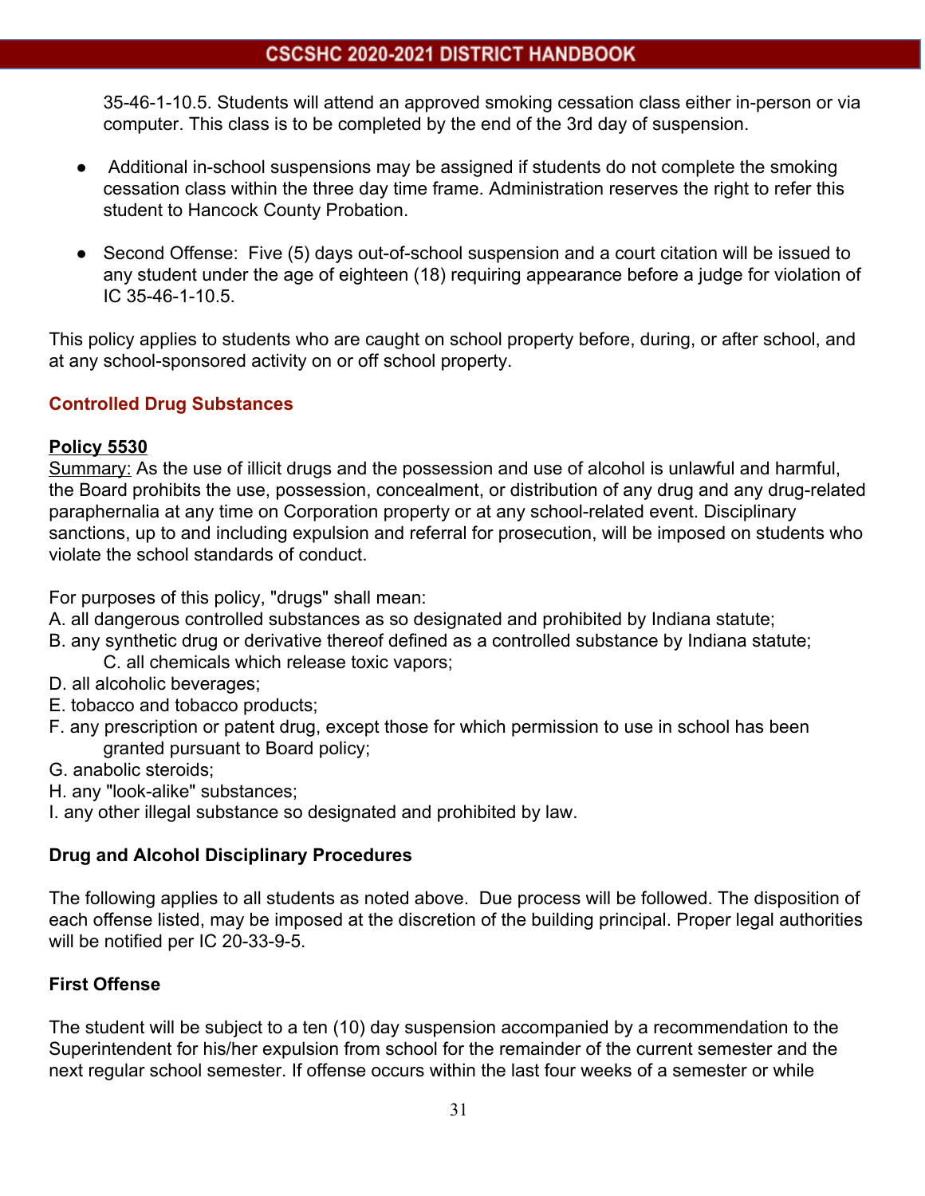35-46-1-10.5. Students will attend an approved smoking cessation class either in-person or via computer. This class is to be completed by the end of the 3rd day of suspension.

- Additional in-school suspensions may be assigned if students do not complete the smoking cessation class within the three day time frame. Administration reserves the right to refer this student to Hancock County Probation.

- Second Offense: Five (5) days out-of-school suspension and a court citation will be issued to any student under the age of eighteen (18) requiring appearance before a judge for violation of IC 35-46-1-10.5.

This policy applies to students who are caught on school property before, during, or after school, and at any school-sponsored activity on or off school property.

## Controlled Drug Substances

**Policy 5530**

Summary: As the use of illicit drugs and the possession and use of alcohol is unlawful and harmful, the Board prohibits the use, possession, concealment, or distribution of any drug and any drug-related paraphernalia at any time on Corporation property or at any school-related event. Disciplinary sanctions, up to and including expulsion and referral for prosecution, will be imposed on students who violate the school standards of conduct.

For purposes of this policy, "drugs" shall mean:

A. all dangerous controlled substances as so designated and prohibited by Indiana statute;
B. any synthetic drug or derivative thereof defined as a controlled substance by Indiana statute;
C. all chemicals which release toxic vapors;
D. all alcoholic beverages;
E. tobacco and tobacco products;
F. any prescription or patent drug, except those for which permission to use in school has been granted pursuant to Board policy;
G. anabolic steroids;
H. any "look-alike" substances;
I. any other illegal substance so designated and prohibited by law.

### Drug and Alcohol Disciplinary Procedures

The following applies to all students as noted above. Due process will be followed. The disposition of each offense listed, may be imposed at the discretion of the building principal. Proper legal authorities will be notified per IC 20-33-9-5.

### First Offense

The student will be subject to a ten (10) day suspension accompanied by a recommendation to the Superintendent for his/her expulsion from school for the remainder of the current semester and the next regular school semester. If offense occurs within the last four weeks of a semester or while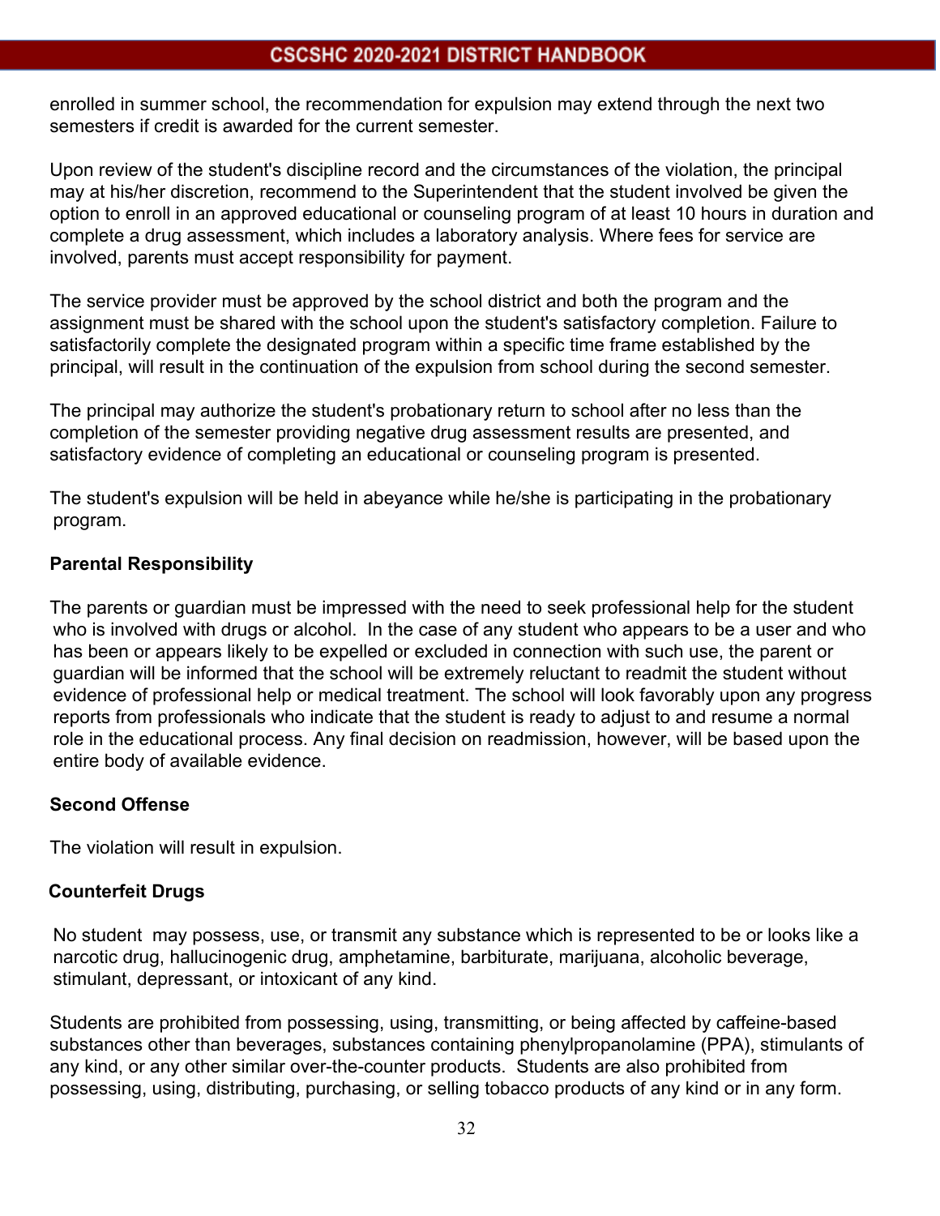enrolled in summer school, the recommendation for expulsion may extend through the next two semesters if credit is awarded for the current semester.

Upon review of the student's discipline record and the circumstances of the violation, the principal may at his/her discretion, recommend to the Superintendent that the student involved be given the option to enroll in an approved educational or counseling program of at least 10 hours in duration and complete a drug assessment, which includes a laboratory analysis. Where fees for service are involved, parents must accept responsibility for payment.

The service provider must be approved by the school district and both the program and the assignment must be shared with the school upon the student's satisfactory completion. Failure to satisfactorily complete the designated program within a specific time frame established by the principal, will result in the continuation of the expulsion from school during the second semester.

The principal may authorize the student's probationary return to school after no less than the completion of the semester providing negative drug assessment results are presented, and satisfactory evidence of completing an educational or counseling program is presented.

The student's expulsion will be held in abeyance while he/she is participating in the probationary program.

**Parental Responsibility**

The parents or guardian must be impressed with the need to seek professional help for the student who is involved with drugs or alcohol. In the case of any student who appears to be a user and who has been or appears likely to be expelled or excluded in connection with such use, the parent or guardian will be informed that the school will be extremely reluctant to readmit the student without evidence of professional help or medical treatment. The school will look favorably upon any progress reports from professionals who indicate that the student is ready to adjust to and resume a normal role in the educational process. Any final decision on readmission, however, will be based upon the entire body of available evidence.

**Second Offense**

The violation will result in expulsion.

**Counterfeit Drugs**

No student may possess, use, or transmit any substance which is represented to be or looks like a narcotic drug, hallucinogenic drug, amphetamine, barbiturate, marijuana, alcoholic beverage, stimulant, depressant, or intoxicant of any kind.

Students are prohibited from possessing, using, transmitting, or being affected by caffeine-based substances other than beverages, substances containing phenylpropanolamine (PPA), stimulants of any kind, or any other similar over-the-counter products. Students are also prohibited from possessing, using, distributing, purchasing, or selling tobacco products of any kind or in any form.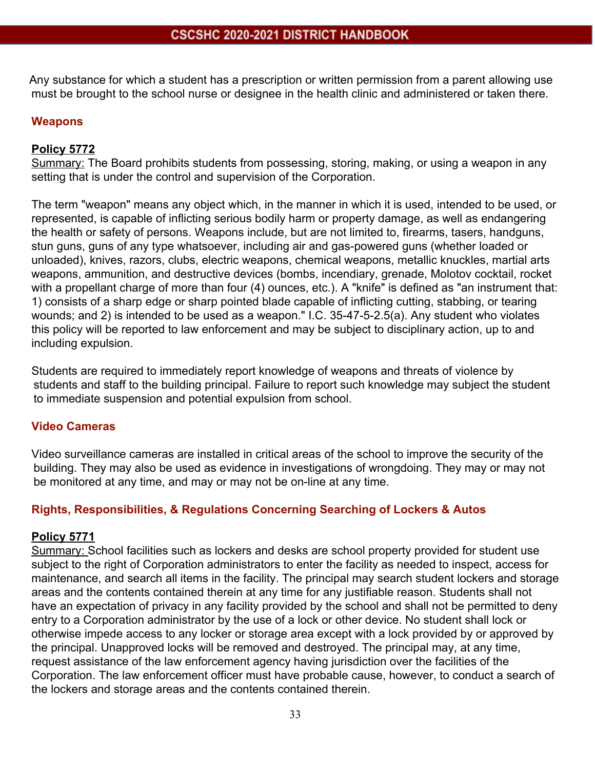Any substance for which a student has a prescription or written permission from a parent allowing use must be brought to the school nurse or designee in the health clinic and administered or taken there.

## Weapons

**Policy 5772**

Summary: The Board prohibits students from possessing, storing, making, or using a weapon in any setting that is under the control and supervision of the Corporation.

The term "weapon" means any object which, in the manner in which it is used, intended to be used, or represented, is capable of inflicting serious bodily harm or property damage, as well as endangering the health or safety of persons. Weapons include, but are not limited to, firearms, tasers, handguns, stun guns, guns of any type whatsoever, including air and gas-powered guns (whether loaded or unloaded), knives, razors, clubs, electric weapons, chemical weapons, metallic knuckles, martial arts weapons, ammunition, and destructive devices (bombs, incendiary, grenade, Molotov cocktail, rocket with a propellant charge of more than four (4) ounces, etc.). A "knife" is defined as "an instrument that: 1) consists of a sharp edge or sharp pointed blade capable of inflicting cutting, stabbing, or tearing wounds; and 2) is intended to be used as a weapon." I.C. 35-47-5-2.5(a). Any student who violates this policy will be reported to law enforcement and may be subject to disciplinary action, up to and including expulsion.

Students are required to immediately report knowledge of weapons and threats of violence by students and staff to the building principal. Failure to report such knowledge may subject the student to immediate suspension and potential expulsion from school.

## Video Cameras

Video surveillance cameras are installed in critical areas of the school to improve the security of the building. They may also be used as evidence in investigations of wrongdoing. They may or may not be monitored at any time, and may or may not be on-line at any time.

## Rights, Responsibilities, & Regulations Concerning Searching of Lockers & Autos

**Policy 5771**

Summary: School facilities such as lockers and desks are school property provided for student use subject to the right of Corporation administrators to enter the facility as needed to inspect, access for maintenance, and search all items in the facility. The principal may search student lockers and storage areas and the contents contained therein at any time for any justifiable reason. Students shall not have an expectation of privacy in any facility provided by the school and shall not be permitted to deny entry to a Corporation administrator by the use of a lock or other device. No student shall lock or otherwise impede access to any locker or storage area except with a lock provided by or approved by the principal. Unapproved locks will be removed and destroyed. The principal may, at any time, request assistance of the law enforcement agency having jurisdiction over the facilities of the Corporation. The law enforcement officer must have probable cause, however, to conduct a search of the lockers and storage areas and the contents contained therein.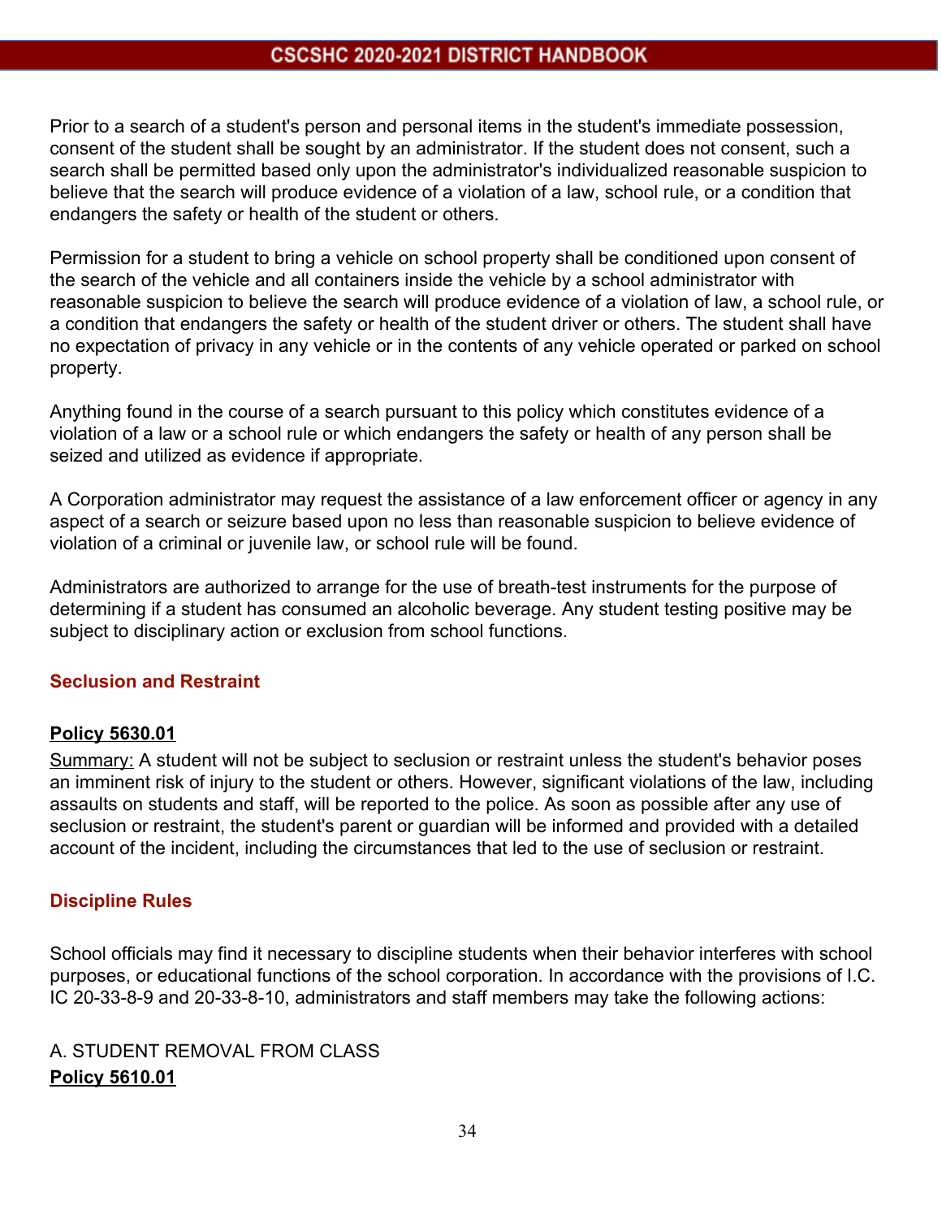Prior to a search of a student's person and personal items in the student's immediate possession, consent of the student shall be sought by an administrator. If the student does not consent, such a search shall be permitted based only upon the administrator's individualized reasonable suspicion to believe that the search will produce evidence of a violation of a law, school rule, or a condition that endangers the safety or health of the student or others.

Permission for a student to bring a vehicle on school property shall be conditioned upon consent of the search of the vehicle and all containers inside the vehicle by a school administrator with reasonable suspicion to believe the search will produce evidence of a violation of law, a school rule, or a condition that endangers the safety or health of the student driver or others. The student shall have no expectation of privacy in any vehicle or in the contents of any vehicle operated or parked on school property.

Anything found in the course of a search pursuant to this policy which constitutes evidence of a violation of a law or a school rule or which endangers the safety or health of any person shall be seized and utilized as evidence if appropriate.

A Corporation administrator may request the assistance of a law enforcement officer or agency in any aspect of a search or seizure based upon no less than reasonable suspicion to believe evidence of violation of a criminal or juvenile law, or school rule will be found.

Administrators are authorized to arrange for the use of breath-test instruments for the purpose of determining if a student has consumed an alcoholic beverage. Any student testing positive may be subject to disciplinary action or exclusion from school functions.

### Seclusion and Restraint

**Policy 5630.01**

Summary: A student will not be subject to seclusion or restraint unless the student's behavior poses an imminent risk of injury to the student or others. However, significant violations of the law, including assaults on students and staff, will be reported to the police. As soon as possible after any use of seclusion or restraint, the student's parent or guardian will be informed and provided with a detailed account of the incident, including the circumstances that led to the use of seclusion or restraint.

### Discipline Rules

School officials may find it necessary to discipline students when their behavior interferes with school purposes, or educational functions of the school corporation. In accordance with the provisions of I.C. IC 20-33-8-9 and 20-33-8-10, administrators and staff members may take the following actions:

A. STUDENT REMOVAL FROM CLASS

**Policy 5610.01**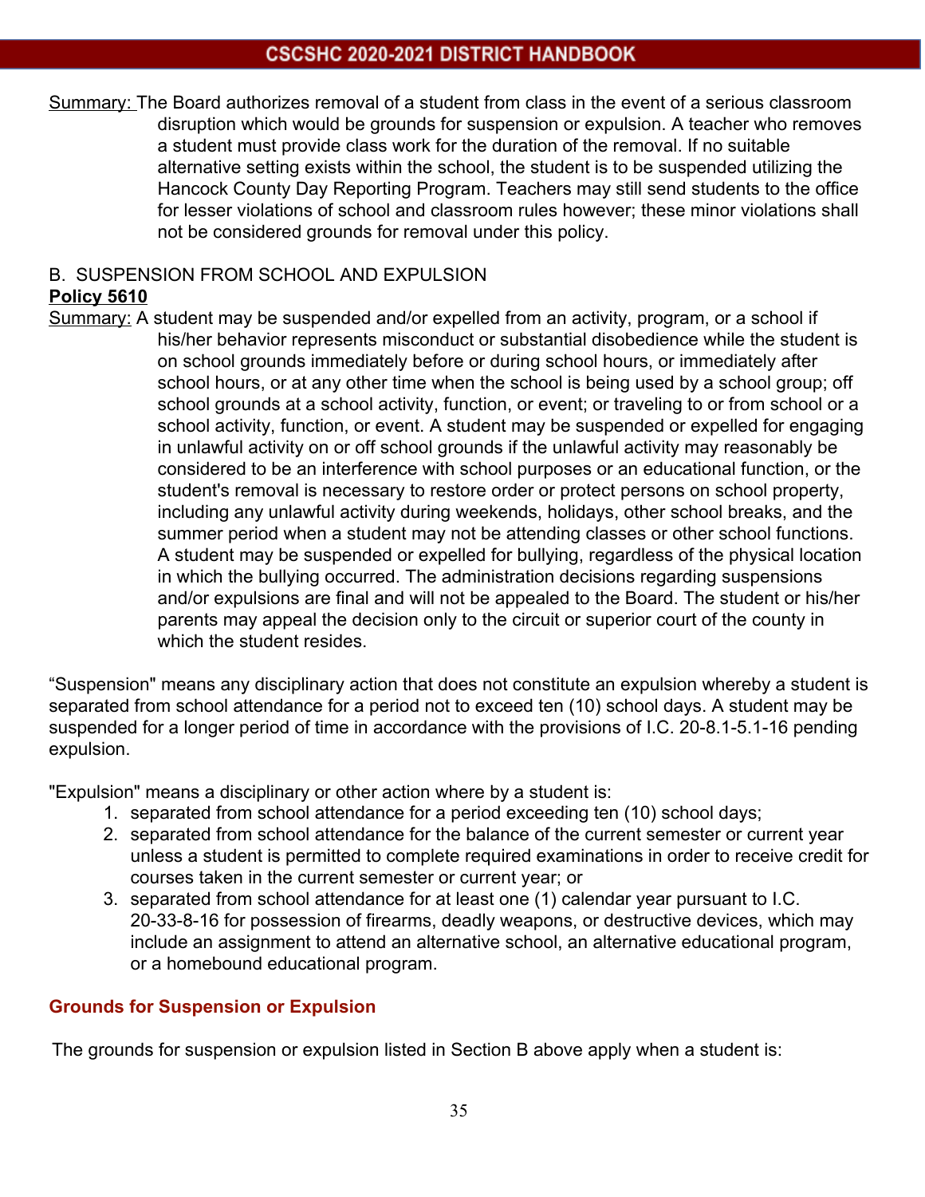Summary: The Board authorizes removal of a student from class in the event of a serious classroom disruption which would be grounds for suspension or expulsion. A teacher who removes a student must provide class work for the duration of the removal. If no suitable alternative setting exists within the school, the student is to be suspended utilizing the Hancock County Day Reporting Program. Teachers may still send students to the office for lesser violations of school and classroom rules however; these minor violations shall not be considered grounds for removal under this policy.

B. SUSPENSION FROM SCHOOL AND EXPULSION

**Policy 5610**

Summary: A student may be suspended and/or expelled from an activity, program, or a school if his/her behavior represents misconduct or substantial disobedience while the student is on school grounds immediately before or during school hours, or immediately after school hours, or at any other time when the school is being used by a school group; off school grounds at a school activity, function, or event; or traveling to or from school or a school activity, function, or event. A student may be suspended or expelled for engaging in unlawful activity on or off school grounds if the unlawful activity may reasonably be considered to be an interference with school purposes or an educational function, or the student's removal is necessary to restore order or protect persons on school property, including any unlawful activity during weekends, holidays, other school breaks, and the summer period when a student may not be attending classes or other school functions. A student may be suspended or expelled for bullying, regardless of the physical location in which the bullying occurred. The administration decisions regarding suspensions and/or expulsions are final and will not be appealed to the Board. The student or his/her parents may appeal the decision only to the circuit or superior court of the county in which the student resides.

“Suspension" means any disciplinary action that does not constitute an expulsion whereby a student is separated from school attendance for a period not to exceed ten (10) school days. A student may be suspended for a longer period of time in accordance with the provisions of I.C. 20-8.1-5.1-16 pending expulsion.

"Expulsion" means a disciplinary or other action where by a student is:

1. separated from school attendance for a period exceeding ten (10) school days;
2. separated from school attendance for the balance of the current semester or current year unless a student is permitted to complete required examinations in order to receive credit for courses taken in the current semester or current year; or
3. separated from school attendance for at least one (1) calendar year pursuant to I.C. 20-33-8-16 for possession of firearms, deadly weapons, or destructive devices, which may include an assignment to attend an alternative school, an alternative educational program, or a homebound educational program.

### Grounds for Suspension or Expulsion

The grounds for suspension or expulsion listed in Section B above apply when a student is: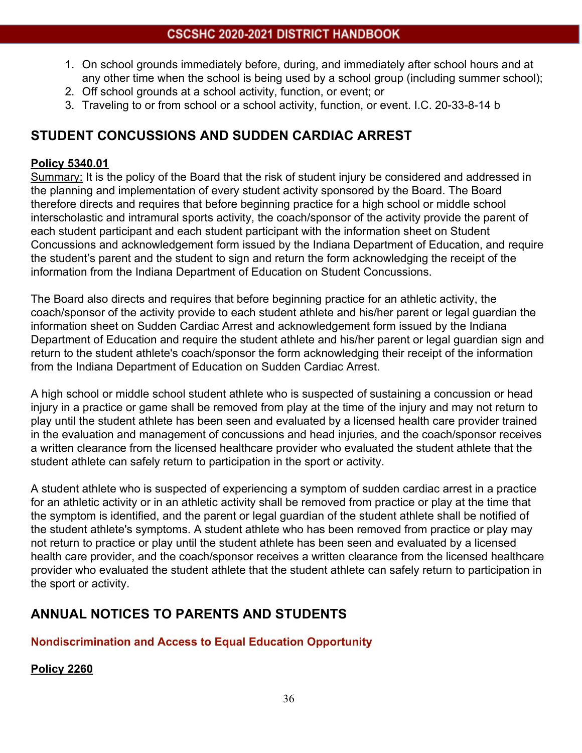1. On school grounds immediately before, during, and immediately after school hours and at any other time when the school is being used by a school group (including summer school);
2. Off school grounds at a school activity, function, or event; or
3. Traveling to or from school or a school activity, function, or event. I.C. 20-33-8-14 b

## STUDENT CONCUSSIONS AND SUDDEN CARDIAC ARREST

**Policy 5340.01**

Summary: It is the policy of the Board that the risk of student injury be considered and addressed in the planning and implementation of every student activity sponsored by the Board. The Board therefore directs and requires that before beginning practice for a high school or middle school interscholastic and intramural sports activity, the coach/sponsor of the activity provide the parent of each student participant and each student participant with the information sheet on Student Concussions and acknowledgement form issued by the Indiana Department of Education, and require the student's parent and the student to sign and return the form acknowledging the receipt of the information from the Indiana Department of Education on Student Concussions.

The Board also directs and requires that before beginning practice for an athletic activity, the coach/sponsor of the activity provide to each student athlete and his/her parent or legal guardian the information sheet on Sudden Cardiac Arrest and acknowledgement form issued by the Indiana Department of Education and require the student athlete and his/her parent or legal guardian sign and return to the student athlete's coach/sponsor the form acknowledging their receipt of the information from the Indiana Department of Education on Sudden Cardiac Arrest.

A high school or middle school student athlete who is suspected of sustaining a concussion or head injury in a practice or game shall be removed from play at the time of the injury and may not return to play until the student athlete has been seen and evaluated by a licensed health care provider trained in the evaluation and management of concussions and head injuries, and the coach/sponsor receives a written clearance from the licensed healthcare provider who evaluated the student athlete that the student athlete can safely return to participation in the sport or activity.

A student athlete who is suspected of experiencing a symptom of sudden cardiac arrest in a practice for an athletic activity or in an athletic activity shall be removed from practice or play at the time that the symptom is identified, and the parent or legal guardian of the student athlete shall be notified of the student athlete's symptoms. A student athlete who has been removed from practice or play may not return to practice or play until the student athlete has been seen and evaluated by a licensed health care provider, and the coach/sponsor receives a written clearance from the licensed healthcare provider who evaluated the student athlete that the student athlete can safely return to participation in the sport or activity.

## ANNUAL NOTICES TO PARENTS AND STUDENTS

### Nondiscrimination and Access to Equal Education Opportunity

**Policy 2260**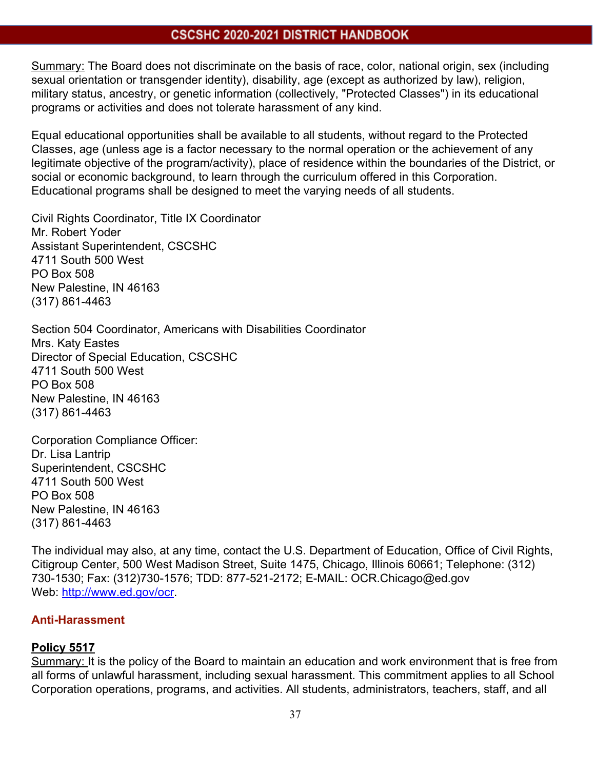Summary: The Board does not discriminate on the basis of race, color, national origin, sex (including sexual orientation or transgender identity), disability, age (except as authorized by law), religion, military status, ancestry, or genetic information (collectively, "Protected Classes") in its educational programs or activities and does not tolerate harassment of any kind.

Equal educational opportunities shall be available to all students, without regard to the Protected Classes, age (unless age is a factor necessary to the normal operation or the achievement of any legitimate objective of the program/activity), place of residence within the boundaries of the District, or social or economic background, to learn through the curriculum offered in this Corporation. Educational programs shall be designed to meet the varying needs of all students.

Civil Rights Coordinator, Title IX Coordinator  
Mr. Robert Yoder  
Assistant Superintendent, CSCSHC  
4711 South 500 West  
PO Box 508  
New Palestine, IN 46163  
(317) 861-4463

Section 504 Coordinator, Americans with Disabilities Coordinator  
Mrs. Katy Eastes  
Director of Special Education, CSCSHC  
4711 South 500 West  
PO Box 508  
New Palestine, IN 46163  
(317) 861-4463

Corporation Compliance Officer:  
Dr. Lisa Lantrip  
Superintendent, CSCSHC  
4711 South 500 West  
PO Box 508  
New Palestine, IN 46163  
(317) 861-4463

The individual may also, at any time, contact the U.S. Department of Education, Office of Civil Rights, Citigroup Center, 500 West Madison Street, Suite 1475, Chicago, Illinois 60661; Telephone: (312) 730-1530; Fax: (312)730-1576; TDD: 877-521-2172; E-MAIL: OCR.Chicago@ed.gov  
Web: http://www.ed.gov/ocr.

## Anti-Harassment

**Policy 5517**  
Summary: It is the policy of the Board to maintain an education and work environment that is free from all forms of unlawful harassment, including sexual harassment. This commitment applies to all School Corporation operations, programs, and activities. All students, administrators, teachers, staff, and all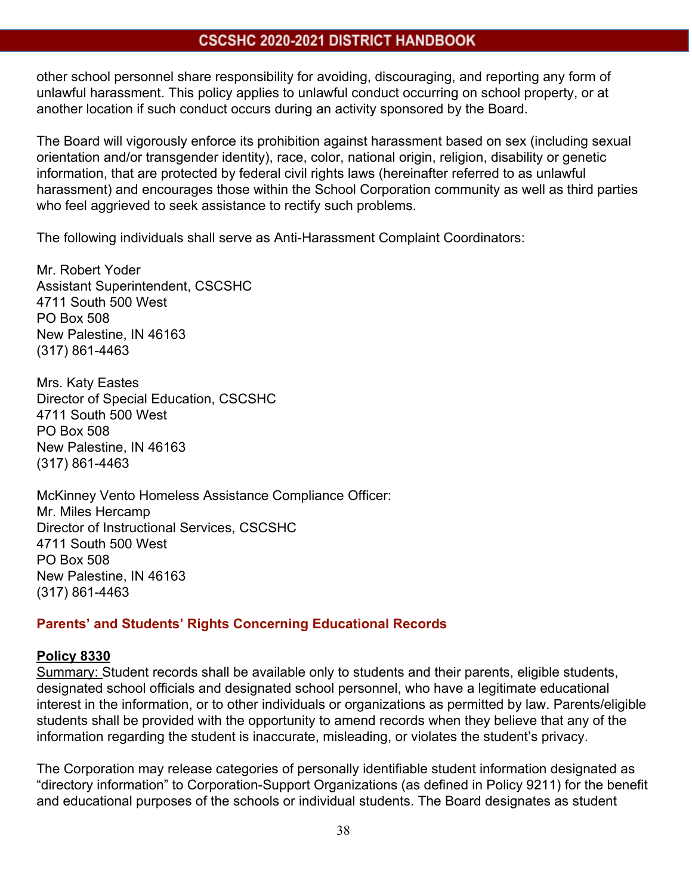other school personnel share responsibility for avoiding, discouraging, and reporting any form of unlawful harassment. This policy applies to unlawful conduct occurring on school property, or at another location if such conduct occurs during an activity sponsored by the Board.

The Board will vigorously enforce its prohibition against harassment based on sex (including sexual orientation and/or transgender identity), race, color, national origin, religion, disability or genetic information, that are protected by federal civil rights laws (hereinafter referred to as unlawful harassment) and encourages those within the School Corporation community as well as third parties who feel aggrieved to seek assistance to rectify such problems.

The following individuals shall serve as Anti-Harassment Complaint Coordinators:

Mr. Robert Yoder
Assistant Superintendent, CSCSHC
4711 South 500 West
PO Box 508
New Palestine, IN 46163
(317) 861-4463

Mrs. Katy Eastes
Director of Special Education, CSCSHC
4711 South 500 West
PO Box 508
New Palestine, IN 46163
(317) 861-4463

McKinney Vento Homeless Assistance Compliance Officer:
Mr. Miles Hercamp
Director of Instructional Services, CSCSHC
4711 South 500 West
PO Box 508
New Palestine, IN 46163
(317) 861-4463

## Parents' and Students' Rights Concerning Educational Records

**Policy 8330**

Summary: Student records shall be available only to students and their parents, eligible students, designated school officials and designated school personnel, who have a legitimate educational interest in the information, or to other individuals or organizations as permitted by law. Parents/eligible students shall be provided with the opportunity to amend records when they believe that any of the information regarding the student is inaccurate, misleading, or violates the student's privacy.

The Corporation may release categories of personally identifiable student information designated as "directory information" to Corporation-Support Organizations (as defined in Policy 9211) for the benefit and educational purposes of the schools or individual students. The Board designates as student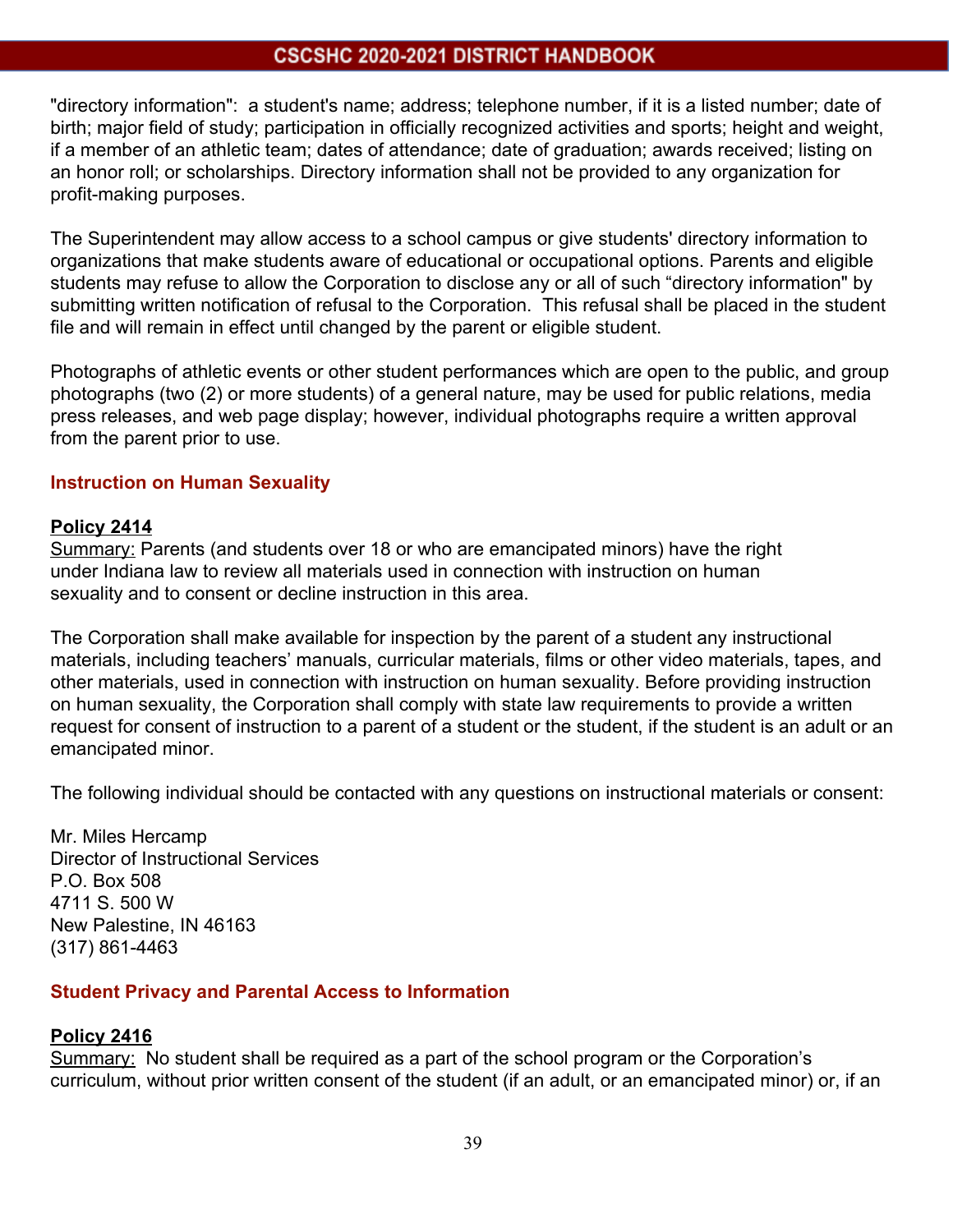"directory information": a student's name; address; telephone number, if it is a listed number; date of birth; major field of study; participation in officially recognized activities and sports; height and weight, if a member of an athletic team; dates of attendance; date of graduation; awards received; listing on an honor roll; or scholarships. Directory information shall not be provided to any organization for profit-making purposes.

The Superintendent may allow access to a school campus or give students' directory information to organizations that make students aware of educational or occupational options. Parents and eligible students may refuse to allow the Corporation to disclose any or all of such "directory information" by submitting written notification of refusal to the Corporation. This refusal shall be placed in the student file and will remain in effect until changed by the parent or eligible student.

Photographs of athletic events or other student performances which are open to the public, and group photographs (two (2) or more students) of a general nature, may be used for public relations, media press releases, and web page display; however, individual photographs require a written approval from the parent prior to use.

## Instruction on Human Sexuality

### Policy 2414

Summary: Parents (and students over 18 or who are emancipated minors) have the right under Indiana law to review all materials used in connection with instruction on human sexuality and to consent or decline instruction in this area.

The Corporation shall make available for inspection by the parent of a student any instructional materials, including teachers' manuals, curricular materials, films or other video materials, tapes, and other materials, used in connection with instruction on human sexuality. Before providing instruction on human sexuality, the Corporation shall comply with state law requirements to provide a written request for consent of instruction to a parent of a student or the student, if the student is an adult or an emancipated minor.

The following individual should be contacted with any questions on instructional materials or consent:

Mr. Miles Hercamp
Director of Instructional Services
P.O. Box 508
4711 S. 500 W
New Palestine, IN 46163
(317) 861-4463

## Student Privacy and Parental Access to Information

### Policy 2416

Summary: No student shall be required as a part of the school program or the Corporation's curriculum, without prior written consent of the student (if an adult, or an emancipated minor) or, if an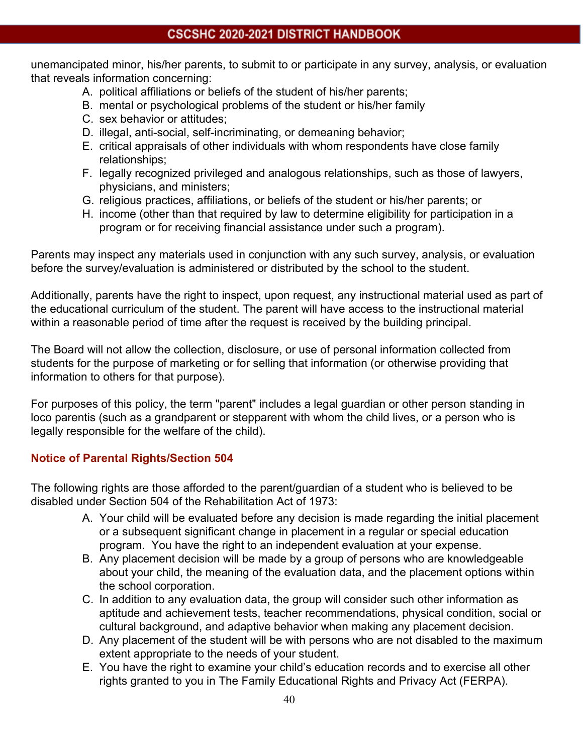unemancipated minor, his/her parents, to submit to or participate in any survey, analysis, or evaluation that reveals information concerning:

A. political affiliations or beliefs of the student of his/her parents;
B. mental or psychological problems of the student or his/her family
C. sex behavior or attitudes;
D. illegal, anti-social, self-incriminating, or demeaning behavior;
E. critical appraisals of other individuals with whom respondents have close family relationships;
F. legally recognized privileged and analogous relationships, such as those of lawyers, physicians, and ministers;
G. religious practices, affiliations, or beliefs of the student or his/her parents; or
H. income (other than that required by law to determine eligibility for participation in a program or for receiving financial assistance under such a program).

Parents may inspect any materials used in conjunction with any such survey, analysis, or evaluation before the survey/evaluation is administered or distributed by the school to the student.

Additionally, parents have the right to inspect, upon request, any instructional material used as part of the educational curriculum of the student. The parent will have access to the instructional material within a reasonable period of time after the request is received by the building principal.

The Board will not allow the collection, disclosure, or use of personal information collected from students for the purpose of marketing or for selling that information (or otherwise providing that information to others for that purpose).

For purposes of this policy, the term "parent" includes a legal guardian or other person standing in loco parentis (such as a grandparent or stepparent with whom the child lives, or a person who is legally responsible for the welfare of the child).

### Notice of Parental Rights/Section 504

The following rights are those afforded to the parent/guardian of a student who is believed to be disabled under Section 504 of the Rehabilitation Act of 1973:

A. Your child will be evaluated before any decision is made regarding the initial placement or a subsequent significant change in placement in a regular or special education program. You have the right to an independent evaluation at your expense.
B. Any placement decision will be made by a group of persons who are knowledgeable about your child, the meaning of the evaluation data, and the placement options within the school corporation.
C. In addition to any evaluation data, the group will consider such other information as aptitude and achievement tests, teacher recommendations, physical condition, social or cultural background, and adaptive behavior when making any placement decision.
D. Any placement of the student will be with persons who are not disabled to the maximum extent appropriate to the needs of your student.
E. You have the right to examine your child's education records and to exercise all other rights granted to you in The Family Educational Rights and Privacy Act (FERPA).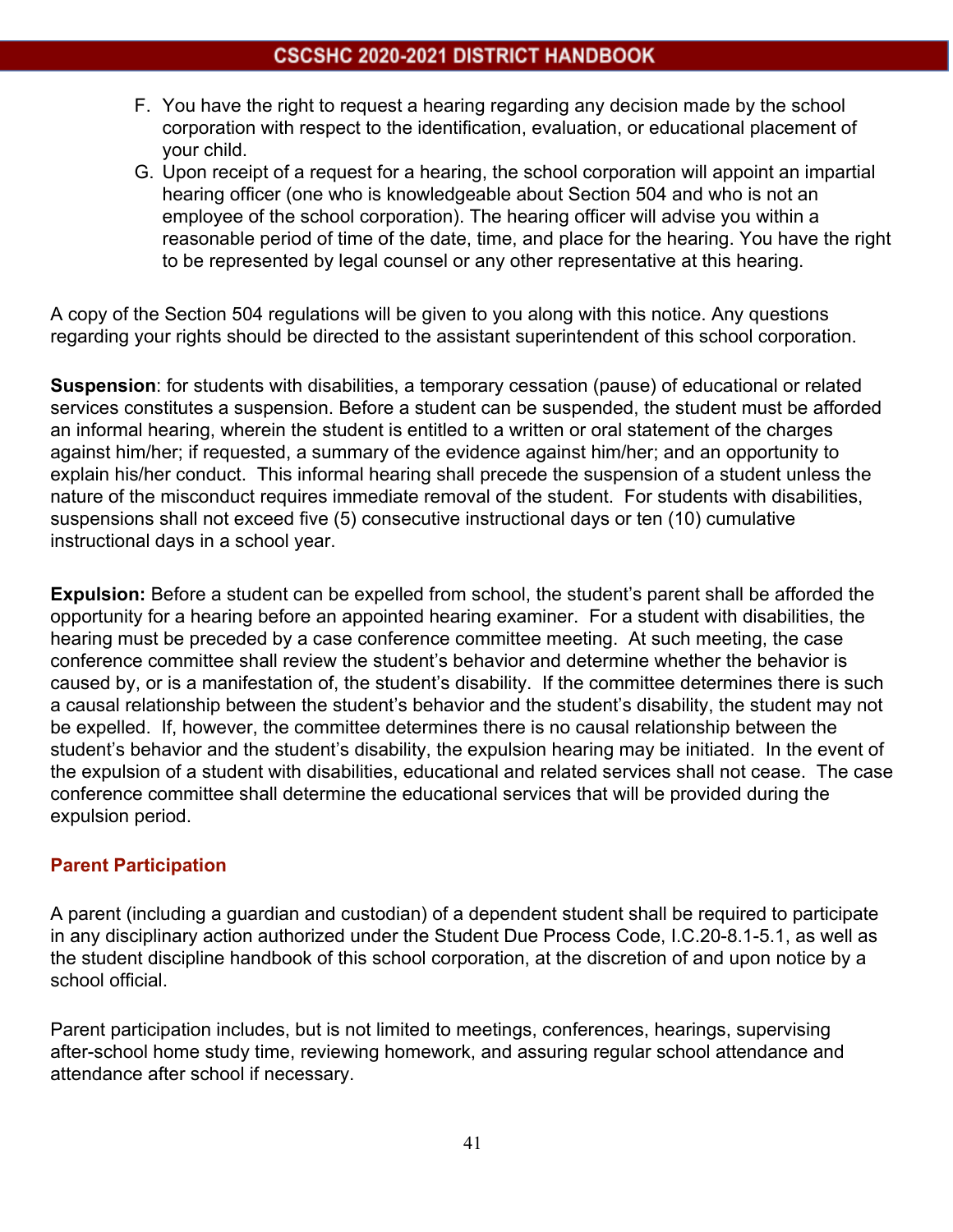F. You have the right to request a hearing regarding any decision made by the school corporation with respect to the identification, evaluation, or educational placement of your child.
G. Upon receipt of a request for a hearing, the school corporation will appoint an impartial hearing officer (one who is knowledgeable about Section 504 and who is not an employee of the school corporation). The hearing officer will advise you within a reasonable period of time of the date, time, and place for the hearing. You have the right to be represented by legal counsel or any other representative at this hearing.

A copy of the Section 504 regulations will be given to you along with this notice. Any questions regarding your rights should be directed to the assistant superintendent of this school corporation.

**Suspension**: for students with disabilities, a temporary cessation (pause) of educational or related services constitutes a suspension. Before a student can be suspended, the student must be afforded an informal hearing, wherein the student is entitled to a written or oral statement of the charges against him/her; if requested, a summary of the evidence against him/her; and an opportunity to explain his/her conduct. This informal hearing shall precede the suspension of a student unless the nature of the misconduct requires immediate removal of the student. For students with disabilities, suspensions shall not exceed five (5) consecutive instructional days or ten (10) cumulative instructional days in a school year.

**Expulsion:** Before a student can be expelled from school, the student's parent shall be afforded the opportunity for a hearing before an appointed hearing examiner. For a student with disabilities, the hearing must be preceded by a case conference committee meeting. At such meeting, the case conference committee shall review the student's behavior and determine whether the behavior is caused by, or is a manifestation of, the student's disability. If the committee determines there is such a causal relationship between the student's behavior and the student's disability, the student may not be expelled. If, however, the committee determines there is no causal relationship between the student's behavior and the student's disability, the expulsion hearing may be initiated. In the event of the expulsion of a student with disabilities, educational and related services shall not cease. The case conference committee shall determine the educational services that will be provided during the expulsion period.

## Parent Participation

A parent (including a guardian and custodian) of a dependent student shall be required to participate in any disciplinary action authorized under the Student Due Process Code, I.C.20-8.1-5.1, as well as the student discipline handbook of this school corporation, at the discretion of and upon notice by a school official.

Parent participation includes, but is not limited to meetings, conferences, hearings, supervising after-school home study time, reviewing homework, and assuring regular school attendance and attendance after school if necessary.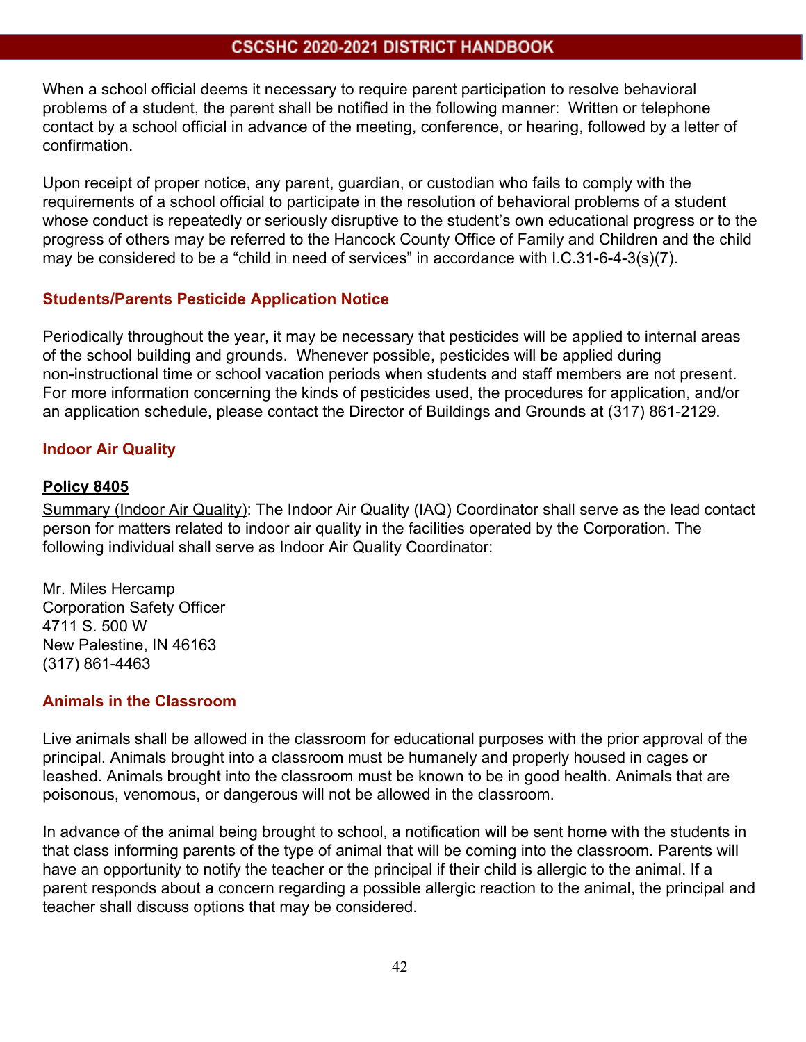When a school official deems it necessary to require parent participation to resolve behavioral problems of a student, the parent shall be notified in the following manner: Written or telephone contact by a school official in advance of the meeting, conference, or hearing, followed by a letter of confirmation.

Upon receipt of proper notice, any parent, guardian, or custodian who fails to comply with the requirements of a school official to participate in the resolution of behavioral problems of a student whose conduct is repeatedly or seriously disruptive to the student's own educational progress or to the progress of others may be referred to the Hancock County Office of Family and Children and the child may be considered to be a "child in need of services" in accordance with I.C.31-6-4-3(s)(7).

## Students/Parents Pesticide Application Notice

Periodically throughout the year, it may be necessary that pesticides will be applied to internal areas of the school building and grounds. Whenever possible, pesticides will be applied during non-instructional time or school vacation periods when students and staff members are not present. For more information concerning the kinds of pesticides used, the procedures for application, and/or an application schedule, please contact the Director of Buildings and Grounds at (317) 861-2129.

## Indoor Air Quality

**Policy 8405**

Summary (Indoor Air Quality): The Indoor Air Quality (IAQ) Coordinator shall serve as the lead contact person for matters related to indoor air quality in the facilities operated by the Corporation. The following individual shall serve as Indoor Air Quality Coordinator:

Mr. Miles Hercamp
Corporation Safety Officer
4711 S. 500 W
New Palestine, IN 46163
(317) 861-4463

## Animals in the Classroom

Live animals shall be allowed in the classroom for educational purposes with the prior approval of the principal. Animals brought into a classroom must be humanely and properly housed in cages or leashed. Animals brought into the classroom must be known to be in good health. Animals that are poisonous, venomous, or dangerous will not be allowed in the classroom.

In advance of the animal being brought to school, a notification will be sent home with the students in that class informing parents of the type of animal that will be coming into the classroom. Parents will have an opportunity to notify the teacher or the principal if their child is allergic to the animal. If a parent responds about a concern regarding a possible allergic reaction to the animal, the principal and teacher shall discuss options that may be considered.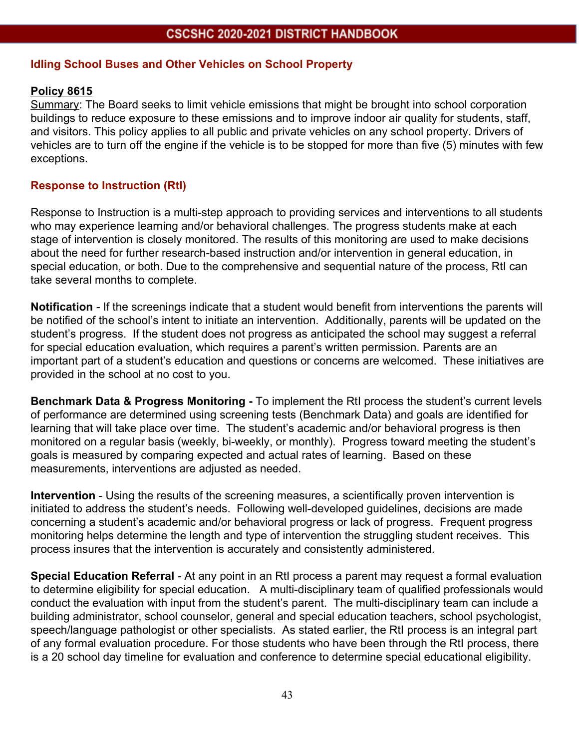## Idling School Buses and Other Vehicles on School Property

**Policy 8615**

Summary: The Board seeks to limit vehicle emissions that might be brought into school corporation buildings to reduce exposure to these emissions and to improve indoor air quality for students, staff, and visitors. This policy applies to all public and private vehicles on any school property. Drivers of vehicles are to turn off the engine if the vehicle is to be stopped for more than five (5) minutes with few exceptions.

## Response to Instruction (RtI)

Response to Instruction is a multi-step approach to providing services and interventions to all students who may experience learning and/or behavioral challenges. The progress students make at each stage of intervention is closely monitored. The results of this monitoring are used to make decisions about the need for further research-based instruction and/or intervention in general education, in special education, or both. Due to the comprehensive and sequential nature of the process, RtI can take several months to complete.

**Notification** - If the screenings indicate that a student would benefit from interventions the parents will be notified of the school's intent to initiate an intervention. Additionally, parents will be updated on the student's progress. If the student does not progress as anticipated the school may suggest a referral for special education evaluation, which requires a parent's written permission. Parents are an important part of a student's education and questions or concerns are welcomed. These initiatives are provided in the school at no cost to you.

**Benchmark Data & Progress Monitoring -** To implement the RtI process the student's current levels of performance are determined using screening tests (Benchmark Data) and goals are identified for learning that will take place over time. The student's academic and/or behavioral progress is then monitored on a regular basis (weekly, bi-weekly, or monthly). Progress toward meeting the student's goals is measured by comparing expected and actual rates of learning. Based on these measurements, interventions are adjusted as needed.

**Intervention** - Using the results of the screening measures, a scientifically proven intervention is initiated to address the student's needs. Following well-developed guidelines, decisions are made concerning a student's academic and/or behavioral progress or lack of progress. Frequent progress monitoring helps determine the length and type of intervention the struggling student receives. This process insures that the intervention is accurately and consistently administered.

**Special Education Referral** - At any point in an RtI process a parent may request a formal evaluation to determine eligibility for special education. A multi-disciplinary team of qualified professionals would conduct the evaluation with input from the student's parent. The multi-disciplinary team can include a building administrator, school counselor, general and special education teachers, school psychologist, speech/language pathologist or other specialists. As stated earlier, the RtI process is an integral part of any formal evaluation procedure. For those students who have been through the RtI process, there is a 20 school day timeline for evaluation and conference to determine special educational eligibility.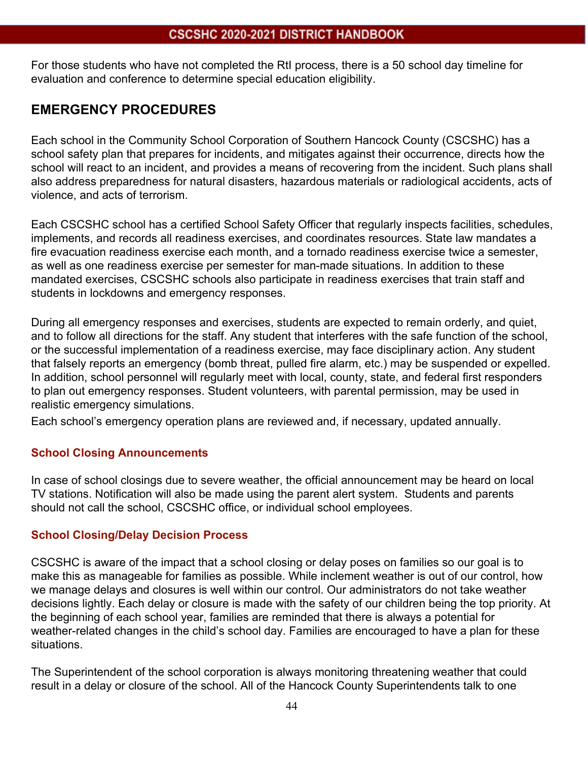For those students who have not completed the RtI process, there is a 50 school day timeline for evaluation and conference to determine special education eligibility.

## EMERGENCY PROCEDURES

Each school in the Community School Corporation of Southern Hancock County (CSCSHC) has a school safety plan that prepares for incidents, and mitigates against their occurrence, directs how the school will react to an incident, and provides a means of recovering from the incident. Such plans shall also address preparedness for natural disasters, hazardous materials or radiological accidents, acts of violence, and acts of terrorism.

Each CSCSHC school has a certified School Safety Officer that regularly inspects facilities, schedules, implements, and records all readiness exercises, and coordinates resources. State law mandates a fire evacuation readiness exercise each month, and a tornado readiness exercise twice a semester, as well as one readiness exercise per semester for man-made situations. In addition to these mandated exercises, CSCSHC schools also participate in readiness exercises that train staff and students in lockdowns and emergency responses.

During all emergency responses and exercises, students are expected to remain orderly, and quiet, and to follow all directions for the staff. Any student that interferes with the safe function of the school, or the successful implementation of a readiness exercise, may face disciplinary action. Any student that falsely reports an emergency (bomb threat, pulled fire alarm, etc.) may be suspended or expelled. In addition, school personnel will regularly meet with local, county, state, and federal first responders to plan out emergency responses. Student volunteers, with parental permission, may be used in realistic emergency simulations.

Each school's emergency operation plans are reviewed and, if necessary, updated annually.

### School Closing Announcements

In case of school closings due to severe weather, the official announcement may be heard on local TV stations. Notification will also be made using the parent alert system. Students and parents should not call the school, CSCSHC office, or individual school employees.

### School Closing/Delay Decision Process

CSCSHC is aware of the impact that a school closing or delay poses on families so our goal is to make this as manageable for families as possible. While inclement weather is out of our control, how we manage delays and closures is well within our control. Our administrators do not take weather decisions lightly. Each delay or closure is made with the safety of our children being the top priority. At the beginning of each school year, families are reminded that there is always a potential for weather-related changes in the child's school day. Families are encouraged to have a plan for these situations.

The Superintendent of the school corporation is always monitoring threatening weather that could result in a delay or closure of the school. All of the Hancock County Superintendents talk to one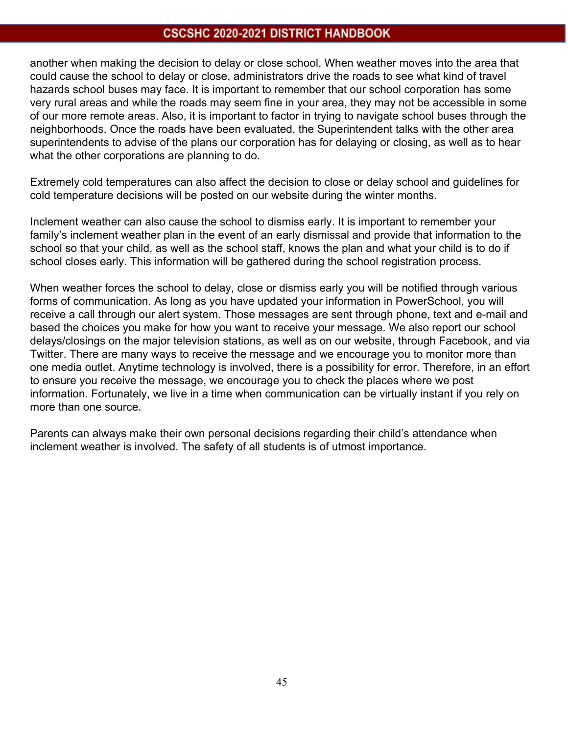another when making the decision to delay or close school. When weather moves into the area that could cause the school to delay or close, administrators drive the roads to see what kind of travel hazards school buses may face. It is important to remember that our school corporation has some very rural areas and while the roads may seem fine in your area, they may not be accessible in some of our more remote areas. Also, it is important to factor in trying to navigate school buses through the neighborhoods. Once the roads have been evaluated, the Superintendent talks with the other area superintendents to advise of the plans our corporation has for delaying or closing, as well as to hear what the other corporations are planning to do.

Extremely cold temperatures can also affect the decision to close or delay school and guidelines for cold temperature decisions will be posted on our website during the winter months.

Inclement weather can also cause the school to dismiss early. It is important to remember your family's inclement weather plan in the event of an early dismissal and provide that information to the school so that your child, as well as the school staff, knows the plan and what your child is to do if school closes early. This information will be gathered during the school registration process.

When weather forces the school to delay, close or dismiss early you will be notified through various forms of communication. As long as you have updated your information in PowerSchool, you will receive a call through our alert system. Those messages are sent through phone, text and e-mail and based the choices you make for how you want to receive your message. We also report our school delays/closings on the major television stations, as well as on our website, through Facebook, and via Twitter. There are many ways to receive the message and we encourage you to monitor more than one media outlet. Anytime technology is involved, there is a possibility for error. Therefore, in an effort to ensure you receive the message, we encourage you to check the places where we post information. Fortunately, we live in a time when communication can be virtually instant if you rely on more than one source.

Parents can always make their own personal decisions regarding their child's attendance when inclement weather is involved. The safety of all students is of utmost importance.